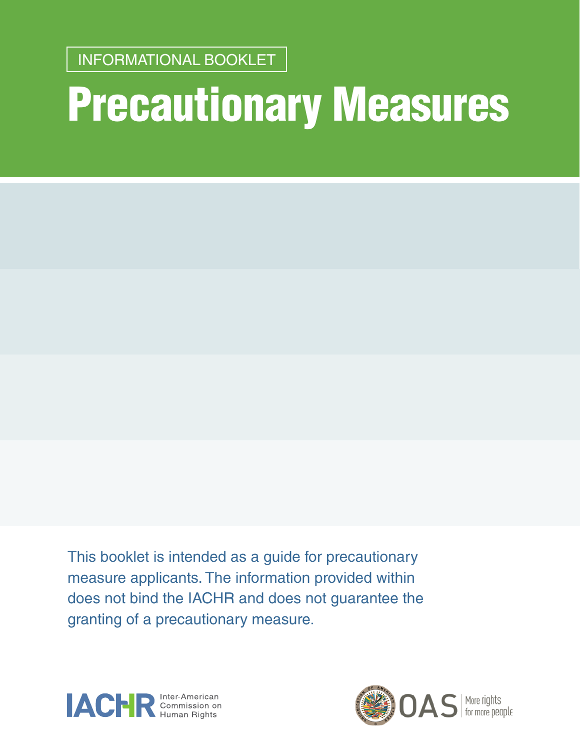INFORMATIONAL BOOKLET

# Precautionary Measures

This booklet is intended as a guide for precautionary measure applicants. The information provided within does not bind the IACHR and does not guarantee the granting of a precautionary measure.

IACHR Inter-American Commission on Human Rights

OAS More rights for more people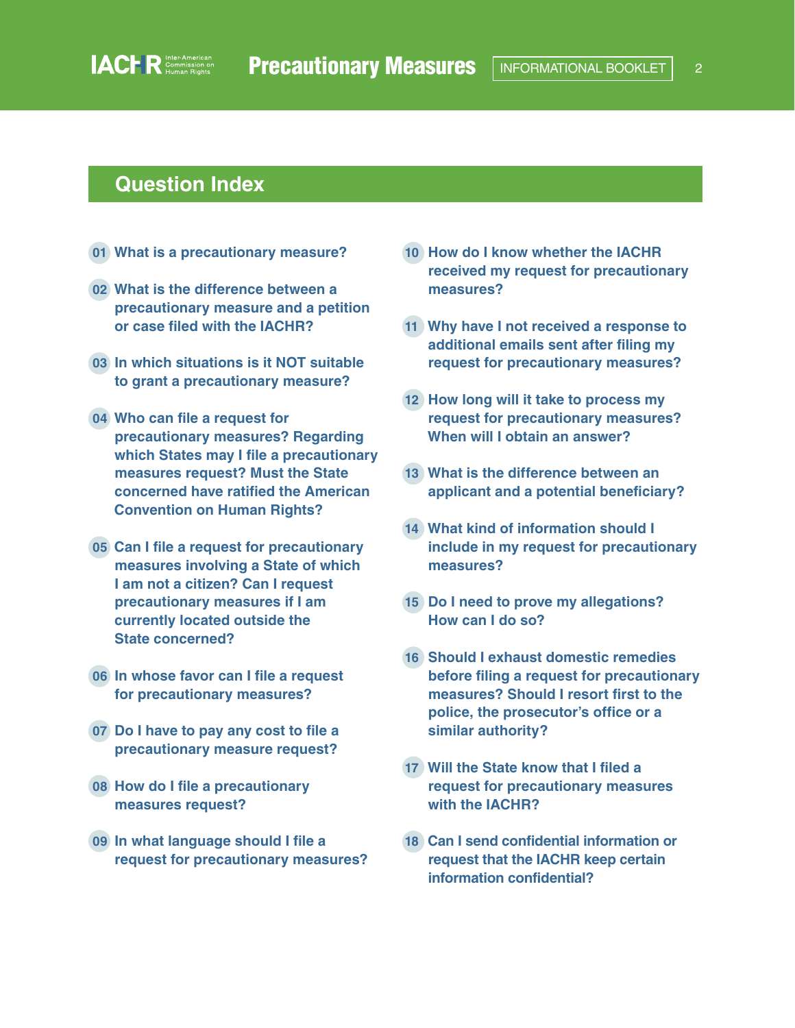## Question Index

01 What is a precautionary measure?

02 What is the difference between a precautionary measure and a petition or case filed with the IACHR?

03 In which situations is it NOT suitable to grant a precautionary measure?

04 Who can file a request for precautionary measures? Regarding which States may I file a precautionary measures request? Must the State concerned have ratified the American Convention on Human Rights?

05 Can I file a request for precautionary measures involving a State of which I am not a citizen? Can I request precautionary measures if I am currently located outside the State concerned?

06 In whose favor can I file a request for precautionary measures?

07 Do I have to pay any cost to file a precautionary measure request?

08 How do I file a precautionary measures request?

09 In what language should I file a request for precautionary measures?

10 How do I know whether the IACHR received my request for precautionary measures?

11 Why have I not received a response to additional emails sent after filing my request for precautionary measures?

12 How long will it take to process my request for precautionary measures? When will I obtain an answer?

13 What is the difference between an applicant and a potential beneficiary?

14 What kind of information should I include in my request for precautionary measures?

15 Do I need to prove my allegations? How can I do so?

16 Should I exhaust domestic remedies before filing a request for precautionary measures? Should I resort first to the police, the prosecutor's office or a similar authority?

17 Will the State know that I filed a request for precautionary measures with the IACHR?

18 Can I send confidential information or request that the IACHR keep certain information confidential?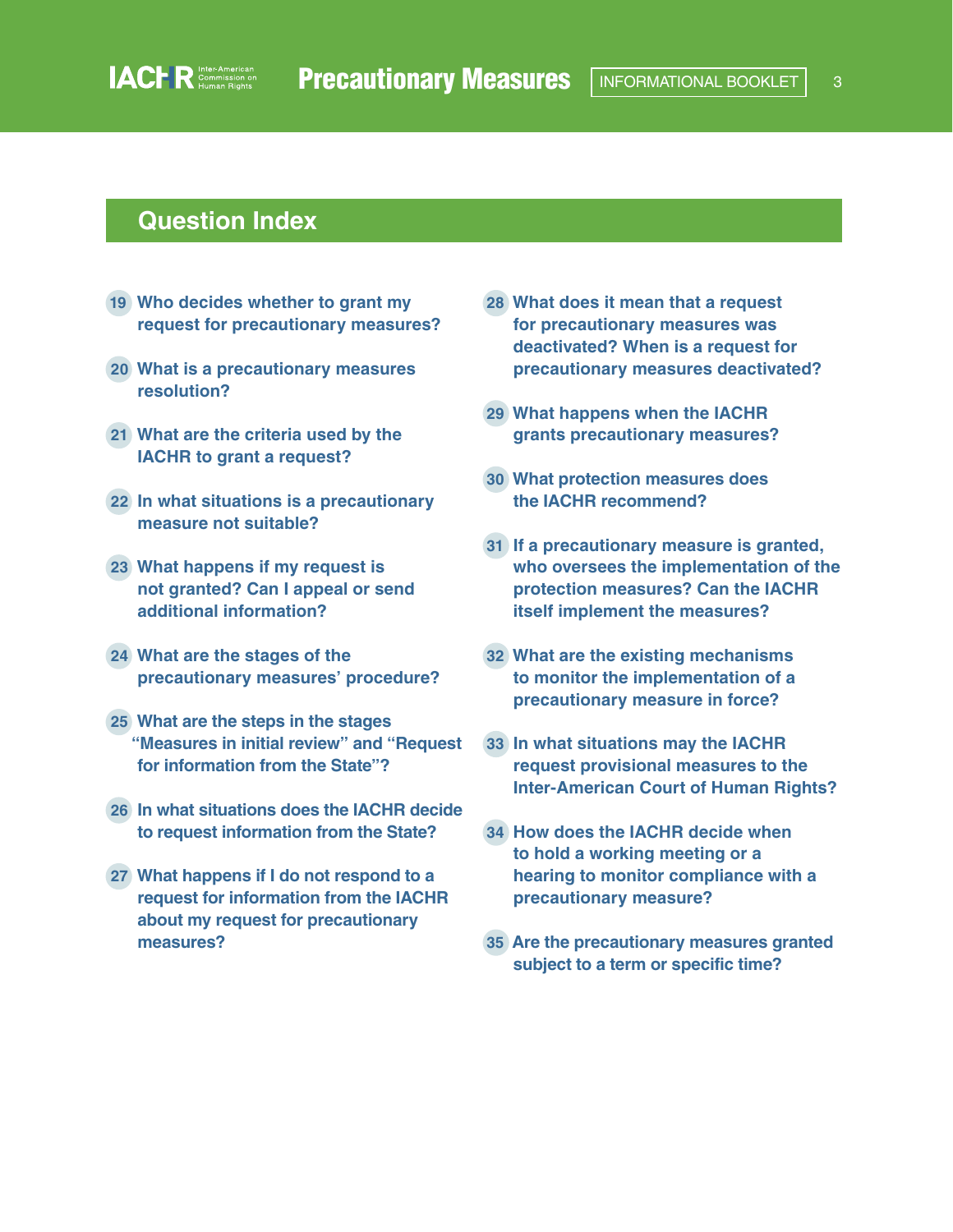## Question Index

19 Who decides whether to grant my request for precautionary measures?

20 What is a precautionary measures resolution?

21 What are the criteria used by the IACHR to grant a request?

22 In what situations is a precautionary measure not suitable?

23 What happens if my request is not granted? Can I appeal or send additional information?

24 What are the stages of the precautionary measures' procedure?

25 What are the steps in the stages "Measures in initial review" and "Request for information from the State"?

26 In what situations does the IACHR decide to request information from the State?

27 What happens if I do not respond to a request for information from the IACHR about my request for precautionary measures?

28 What does it mean that a request for precautionary measures was deactivated? When is a request for precautionary measures deactivated?

29 What happens when the IACHR grants precautionary measures?

30 What protection measures does the IACHR recommend?

31 If a precautionary measure is granted, who oversees the implementation of the protection measures? Can the IACHR itself implement the measures?

32 What are the existing mechanisms to monitor the implementation of a precautionary measure in force?

33 In what situations may the IACHR request provisional measures to the Inter-American Court of Human Rights?

34 How does the IACHR decide when to hold a working meeting or a hearing to monitor compliance with a precautionary measure?

35 Are the precautionary measures granted subject to a term or specific time?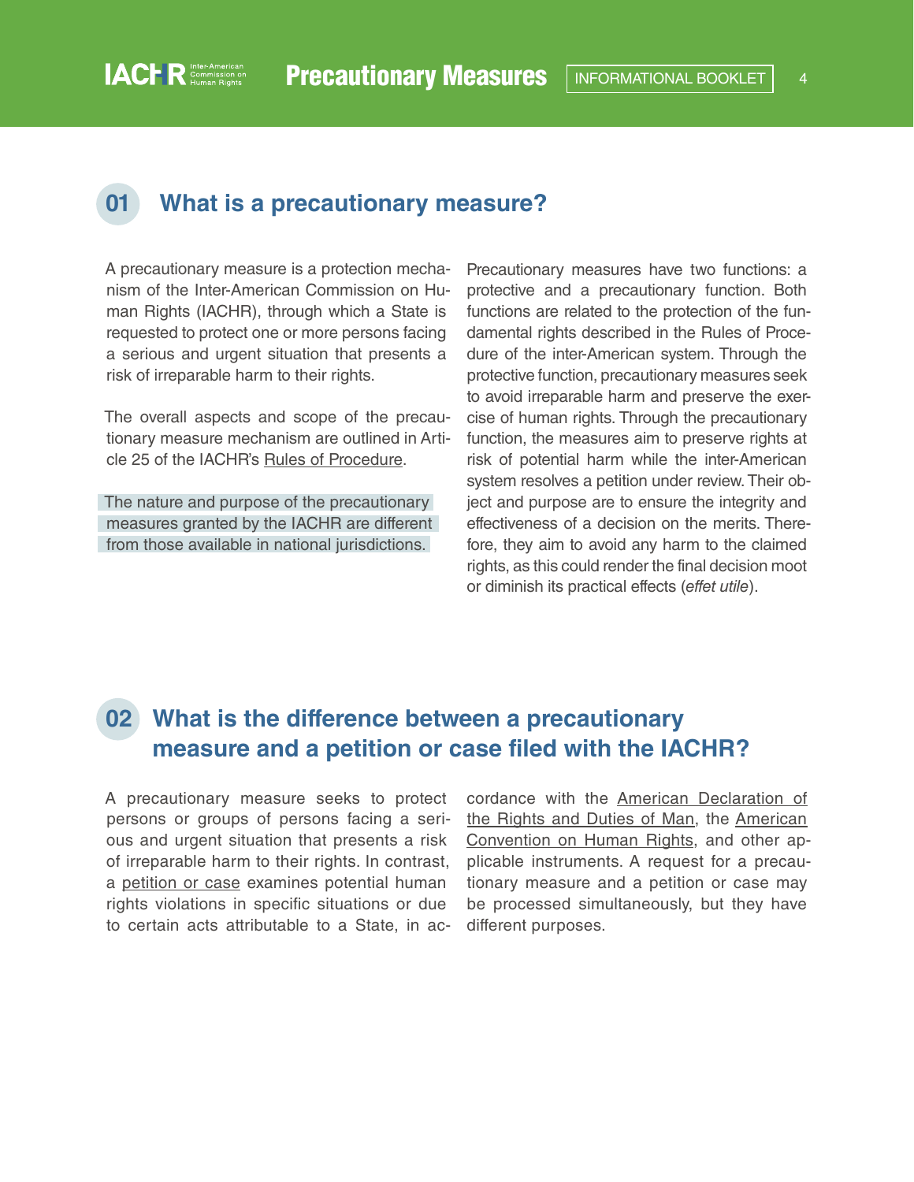## 01 What is a precautionary measure?

A precautionary measure is a protection mechanism of the Inter-American Commission on Human Rights (IACHR), through which a State is requested to protect one or more persons facing a serious and urgent situation that presents a risk of irreparable harm to their rights.

The overall aspects and scope of the precautionary measure mechanism are outlined in Article 25 of the IACHR's Rules of Procedure.

The nature and purpose of the precautionary measures granted by the IACHR are different from those available in national jurisdictions.

Precautionary measures have two functions: a protective and a precautionary function. Both functions are related to the protection of the fundamental rights described in the Rules of Procedure of the inter-American system. Through the protective function, precautionary measures seek to avoid irreparable harm and preserve the exercise of human rights. Through the precautionary function, the measures aim to preserve rights at risk of potential harm while the inter-American system resolves a petition under review. Their object and purpose are to ensure the integrity and effectiveness of a decision on the merits. Therefore, they aim to avoid any harm to the claimed rights, as this could render the final decision moot or diminish its practical effects (*effet utile*).

## 02 What is the difference between a precautionary measure and a petition or case filed with the IACHR?

A precautionary measure seeks to protect persons or groups of persons facing a serious and urgent situation that presents a risk of irreparable harm to their rights. In contrast, a petition or case examines potential human rights violations in specific situations or due to certain acts attributable to a State, in accordance with the American Declaration of the Rights and Duties of Man, the American Convention on Human Rights, and other applicable instruments. A request for a precautionary measure and a petition or case may be processed simultaneously, but they have different purposes.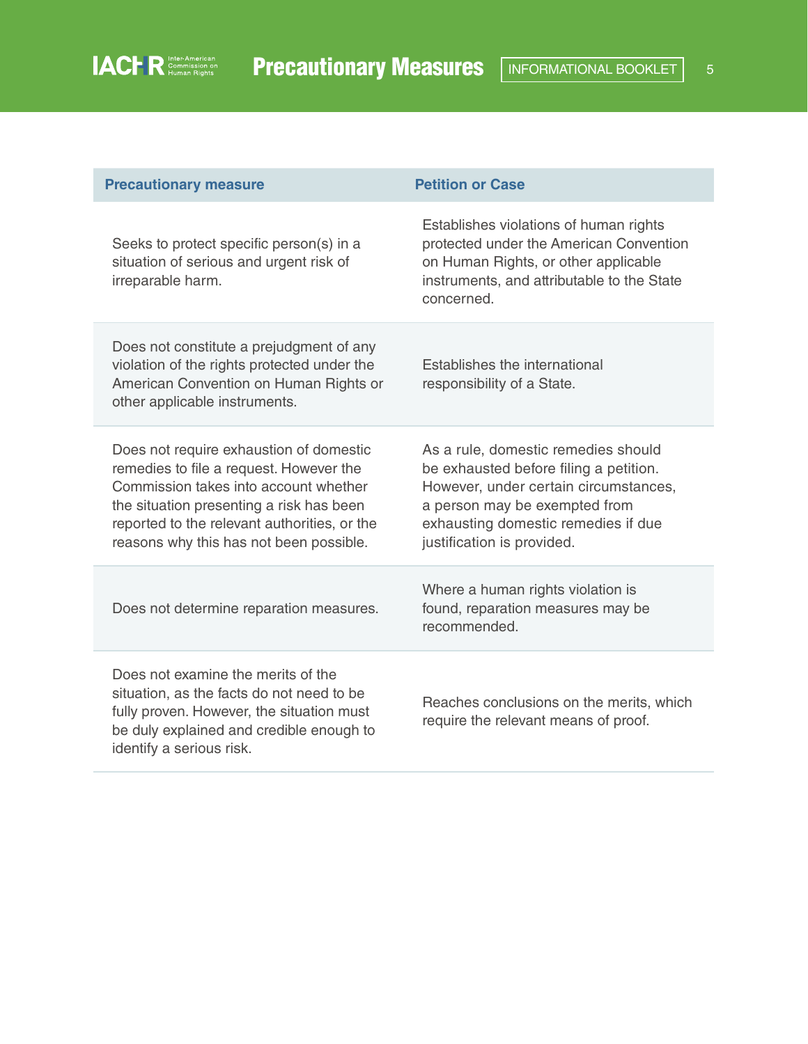| Precautionary measure | Petition or Case |
|---|---|
| Seeks to protect specific person(s) in a situation of serious and urgent risk of irreparable harm. | Establishes violations of human rights protected under the American Convention on Human Rights, or other applicable instruments, and attributable to the State concerned. |
| Does not constitute a prejudgment of any violation of the rights protected under the American Convention on Human Rights or other applicable instruments. | Establishes the international responsibility of a State. |
| Does not require exhaustion of domestic remedies to file a request. However the Commission takes into account whether the situation presenting a risk has been reported to the relevant authorities, or the reasons why this has not been possible. | As a rule, domestic remedies should be exhausted before filing a petition. However, under certain circumstances, a person may be exempted from exhausting domestic remedies if due justification is provided. |
| Does not determine reparation measures. | Where a human rights violation is found, reparation measures may be recommended. |
| Does not examine the merits of the situation, as the facts do not need to be fully proven. However, the situation must be duly explained and credible enough to identify a serious risk. | Reaches conclusions on the merits, which require the relevant means of proof. |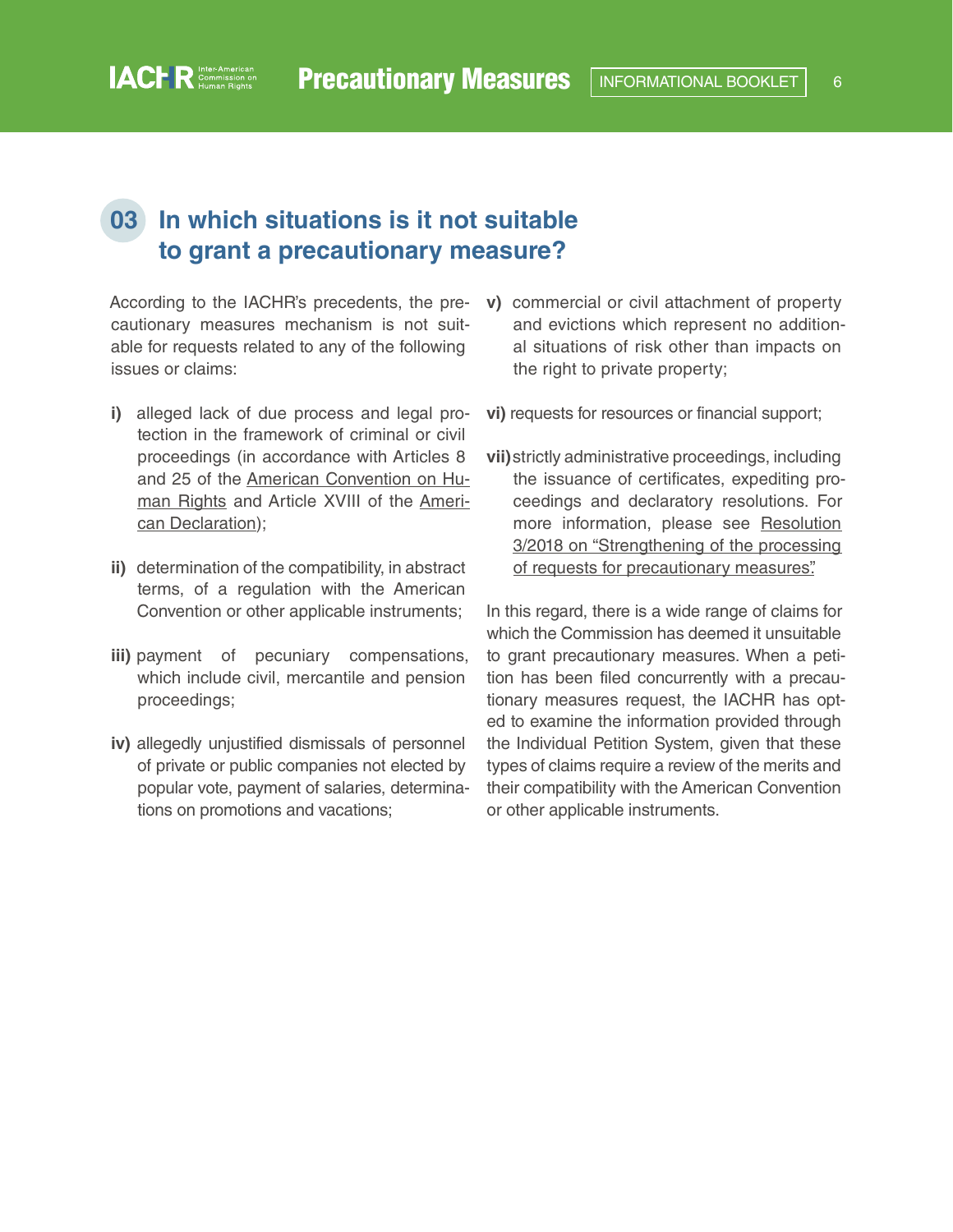## 03 In which situations is it not suitable to grant a precautionary measure?

According to the IACHR's precedents, the precautionary measures mechanism is not suitable for requests related to any of the following issues or claims:

**i)** alleged lack of due process and legal protection in the framework of criminal or civil proceedings (in accordance with Articles 8 and 25 of the American Convention on Human Rights and Article XVIII of the American Declaration);

**ii)** determination of the compatibility, in abstract terms, of a regulation with the American Convention or other applicable instruments;

**iii)** payment of pecuniary compensations, which include civil, mercantile and pension proceedings;

**iv)** allegedly unjustified dismissals of personnel of private or public companies not elected by popular vote, payment of salaries, determinations on promotions and vacations;

**v)** commercial or civil attachment of property and evictions which represent no additional situations of risk other than impacts on the right to private property;

**vi)** requests for resources or financial support;

**vii)** strictly administrative proceedings, including the issuance of certificates, expediting proceedings and declaratory resolutions. For more information, please see Resolution 3/2018 on "Strengthening of the processing of requests for precautionary measures".

In this regard, there is a wide range of claims for which the Commission has deemed it unsuitable to grant precautionary measures. When a petition has been filed concurrently with a precautionary measures request, the IACHR has opted to examine the information provided through the Individual Petition System, given that these types of claims require a review of the merits and their compatibility with the American Convention or other applicable instruments.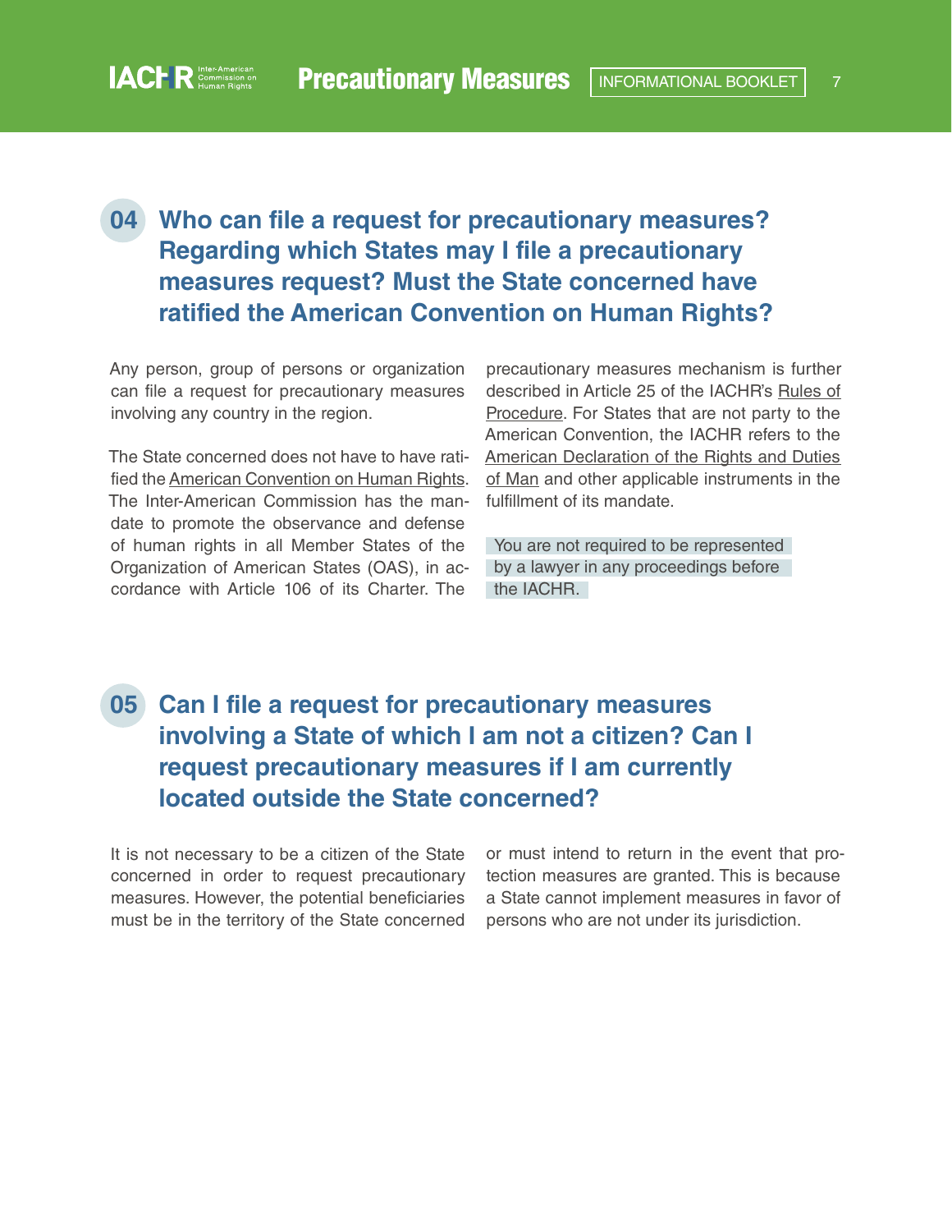## 04 Who can file a request for precautionary measures? Regarding which States may I file a precautionary measures request? Must the State concerned have ratified the American Convention on Human Rights?

Any person, group of persons or organization can file a request for precautionary measures involving any country in the region.

The State concerned does not have to have ratified the American Convention on Human Rights. The Inter-American Commission has the mandate to promote the observance and defense of human rights in all Member States of the Organization of American States (OAS), in accordance with Article 106 of its Charter. The precautionary measures mechanism is further described in Article 25 of the IACHR's Rules of Procedure. For States that are not party to the American Convention, the IACHR refers to the American Declaration of the Rights and Duties of Man and other applicable instruments in the fulfillment of its mandate.

> You are not required to be represented by a lawyer in any proceedings before the IACHR.

## 05 Can I file a request for precautionary measures involving a State of which I am not a citizen? Can I request precautionary measures if I am currently located outside the State concerned?

It is not necessary to be a citizen of the State concerned in order to request precautionary measures. However, the potential beneficiaries must be in the territory of the State concerned or must intend to return in the event that protection measures are granted. This is because a State cannot implement measures in favor of persons who are not under its jurisdiction.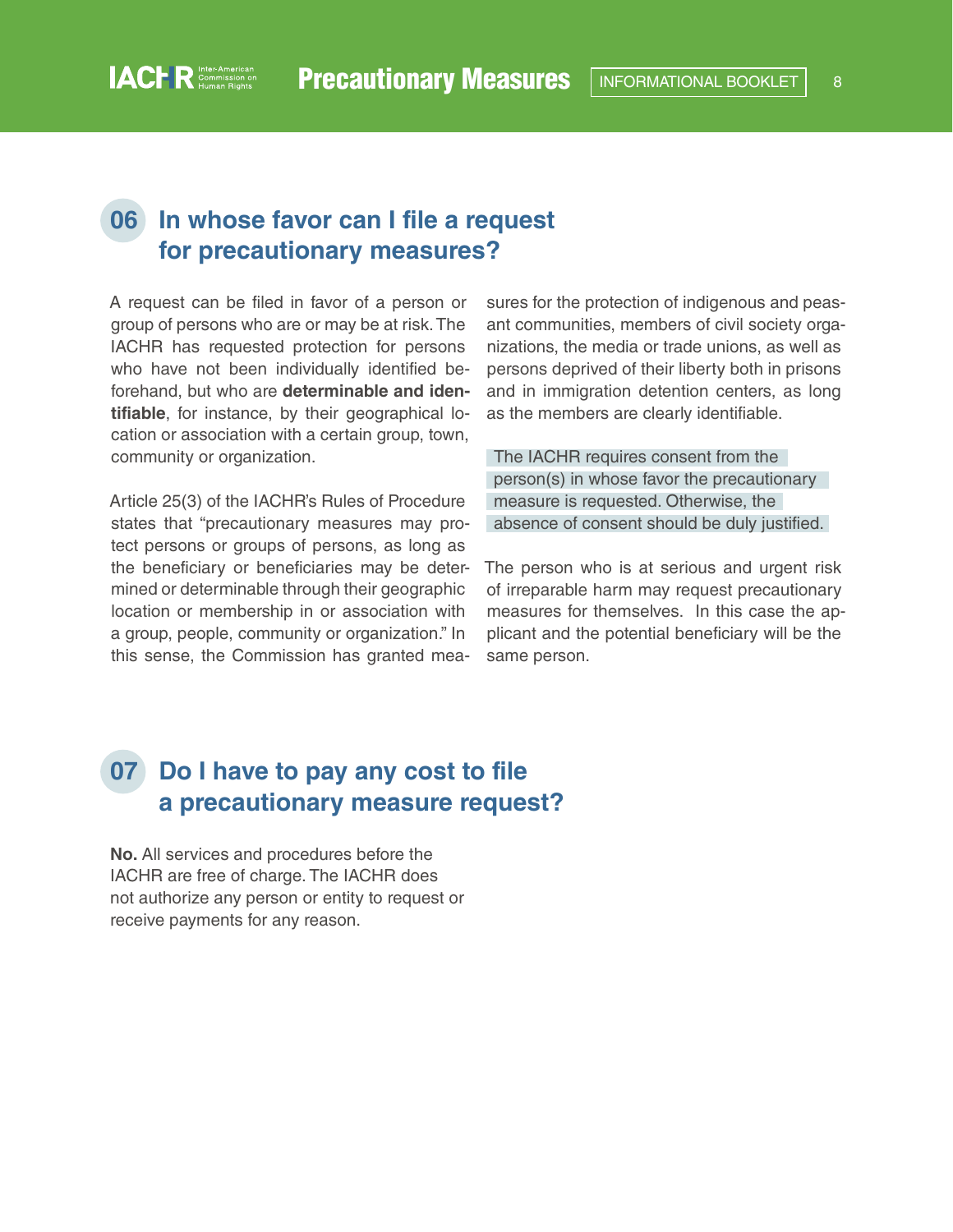## 06 In whose favor can I file a request for precautionary measures?

A request can be filed in favor of a person or group of persons who are or may be at risk. The IACHR has requested protection for persons who have not been individually identified beforehand, but who are **determinable and identifiable**, for instance, by their geographical location or association with a certain group, town, community or organization.

Article 25(3) of the IACHR's Rules of Procedure states that "precautionary measures may protect persons or groups of persons, as long as the beneficiary or beneficiaries may be determined or determinable through their geographic location or membership in or association with a group, people, community or organization." In this sense, the Commission has granted measures for the protection of indigenous and peasant communities, members of civil society organizations, the media or trade unions, as well as persons deprived of their liberty both in prisons and in immigration detention centers, as long as the members are clearly identifiable.

The IACHR requires consent from the person(s) in whose favor the precautionary measure is requested. Otherwise, the absence of consent should be duly justified.

The person who is at serious and urgent risk of irreparable harm may request precautionary measures for themselves. In this case the applicant and the potential beneficiary will be the same person.

## 07 Do I have to pay any cost to file a precautionary measure request?

**No.** All services and procedures before the IACHR are free of charge. The IACHR does not authorize any person or entity to request or receive payments for any reason.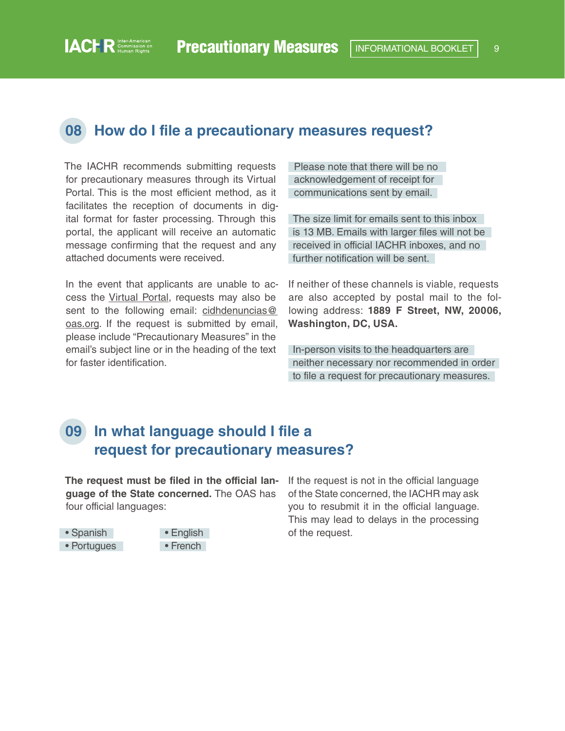## 08 How do I file a precautionary measures request?

The IACHR recommends submitting requests for precautionary measures through its Virtual Portal. This is the most efficient method, as it facilitates the reception of documents in digital format for faster processing. Through this portal, the applicant will receive an automatic message confirming that the request and any attached documents were received.

In the event that applicants are unable to access the Virtual Portal, requests may also be sent to the following email: cidhdenuncias@oas.org. If the request is submitted by email, please include "Precautionary Measures" in the email's subject line or in the heading of the text for faster identification.

Please note that there will be no acknowledgement of receipt for communications sent by email.

The size limit for emails sent to this inbox is 13 MB. Emails with larger files will not be received in official IACHR inboxes, and no further notification will be sent.

If neither of these channels is viable, requests are also accepted by postal mail to the following address: **1889 F Street, NW, 20006, Washington, DC, USA.**

In-person visits to the headquarters are neither necessary nor recommended in order to file a request for precautionary measures.

## 09 In what language should I file a request for precautionary measures?

**The request must be filed in the official language of the State concerned.** The OAS has four official languages:

- Spanish
- English
- Portugues
- French

If the request is not in the official language of the State concerned, the IACHR may ask you to resubmit it in the official language. This may lead to delays in the processing of the request.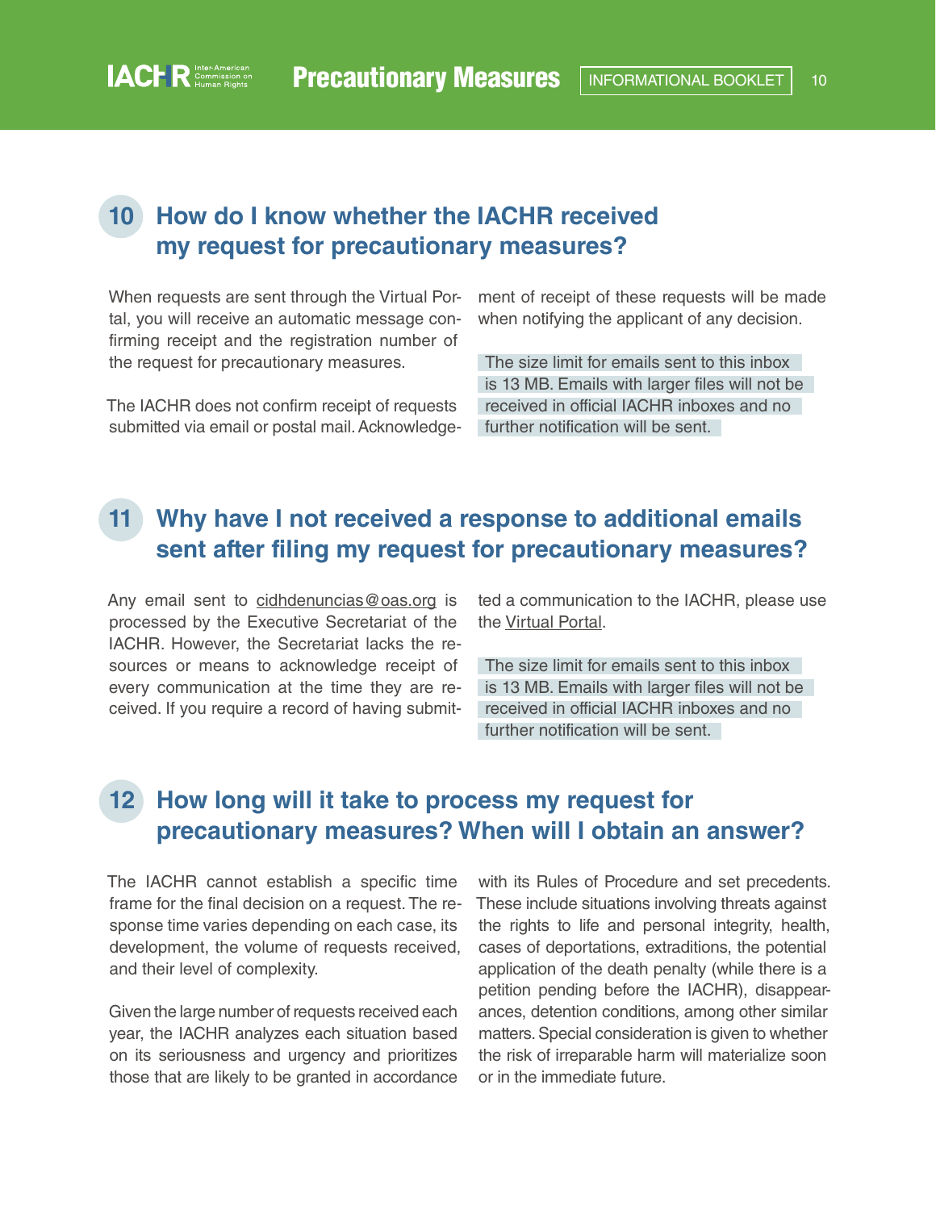## 10 How do I know whether the IACHR received my request for precautionary measures?

When requests are sent through the Virtual Portal, you will receive an automatic message confirming receipt and the registration number of the request for precautionary measures.

The IACHR does not confirm receipt of requests submitted via email or postal mail. Acknowledgement of receipt of these requests will be made when notifying the applicant of any decision.

The size limit for emails sent to this inbox is 13 MB. Emails with larger files will not be received in official IACHR inboxes and no further notification will be sent.

## 11 Why have I not received a response to additional emails sent after filing my request for precautionary measures?

Any email sent to cidhdenuncias@oas.org is processed by the Executive Secretariat of the IACHR. However, the Secretariat lacks the resources or means to acknowledge receipt of every communication at the time they are received. If you require a record of having submitted a communication to the IACHR, please use the Virtual Portal.

The size limit for emails sent to this inbox is 13 MB. Emails with larger files will not be received in official IACHR inboxes and no further notification will be sent.

## 12 How long will it take to process my request for precautionary measures? When will I obtain an answer?

The IACHR cannot establish a specific time frame for the final decision on a request. The response time varies depending on each case, its development, the volume of requests received, and their level of complexity.

Given the large number of requests received each year, the IACHR analyzes each situation based on its seriousness and urgency and prioritizes those that are likely to be granted in accordance with its Rules of Procedure and set precedents. These include situations involving threats against the rights to life and personal integrity, health, cases of deportations, extraditions, the potential application of the death penalty (while there is a petition pending before the IACHR), disappearances, detention conditions, among other similar matters. Special consideration is given to whether the risk of irreparable harm will materialize soon or in the immediate future.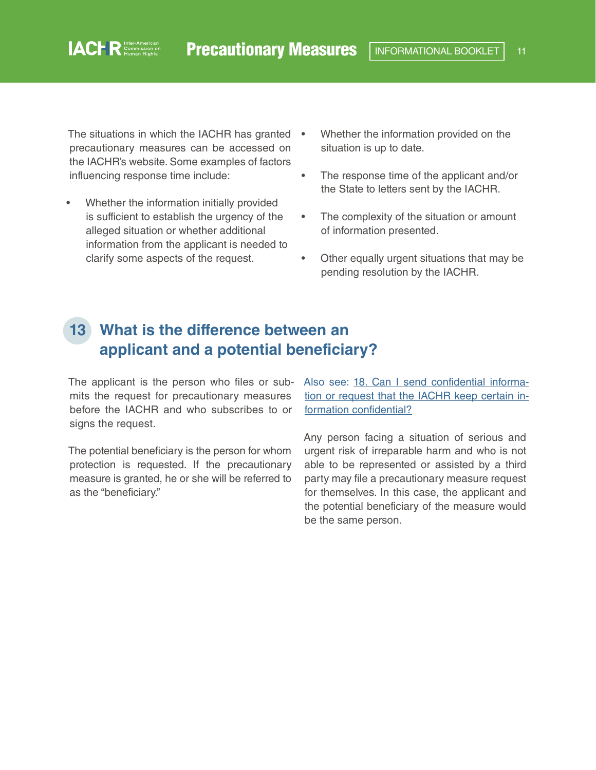The situations in which the IACHR has granted precautionary measures can be accessed on the IACHR's website. Some examples of factors influencing response time include:

- Whether the information initially provided is sufficient to establish the urgency of the alleged situation or whether additional information from the applicant is needed to clarify some aspects of the request.
- Whether the information provided on the situation is up to date.
- The response time of the applicant and/or the State to letters sent by the IACHR.
- The complexity of the situation or amount of information presented.
- Other equally urgent situations that may be pending resolution by the IACHR.

## 13 What is the difference between an applicant and a potential beneficiary?

The applicant is the person who files or submits the request for precautionary measures before the IACHR and who subscribes to or signs the request.

The potential beneficiary is the person for whom protection is requested. If the precautionary measure is granted, he or she will be referred to as the "beneficiary."

Also see: 18. Can I send confidential information or request that the IACHR keep certain information confidential?

Any person facing a situation of serious and urgent risk of irreparable harm and who is not able to be represented or assisted by a third party may file a precautionary measure request for themselves. In this case, the applicant and the potential beneficiary of the measure would be the same person.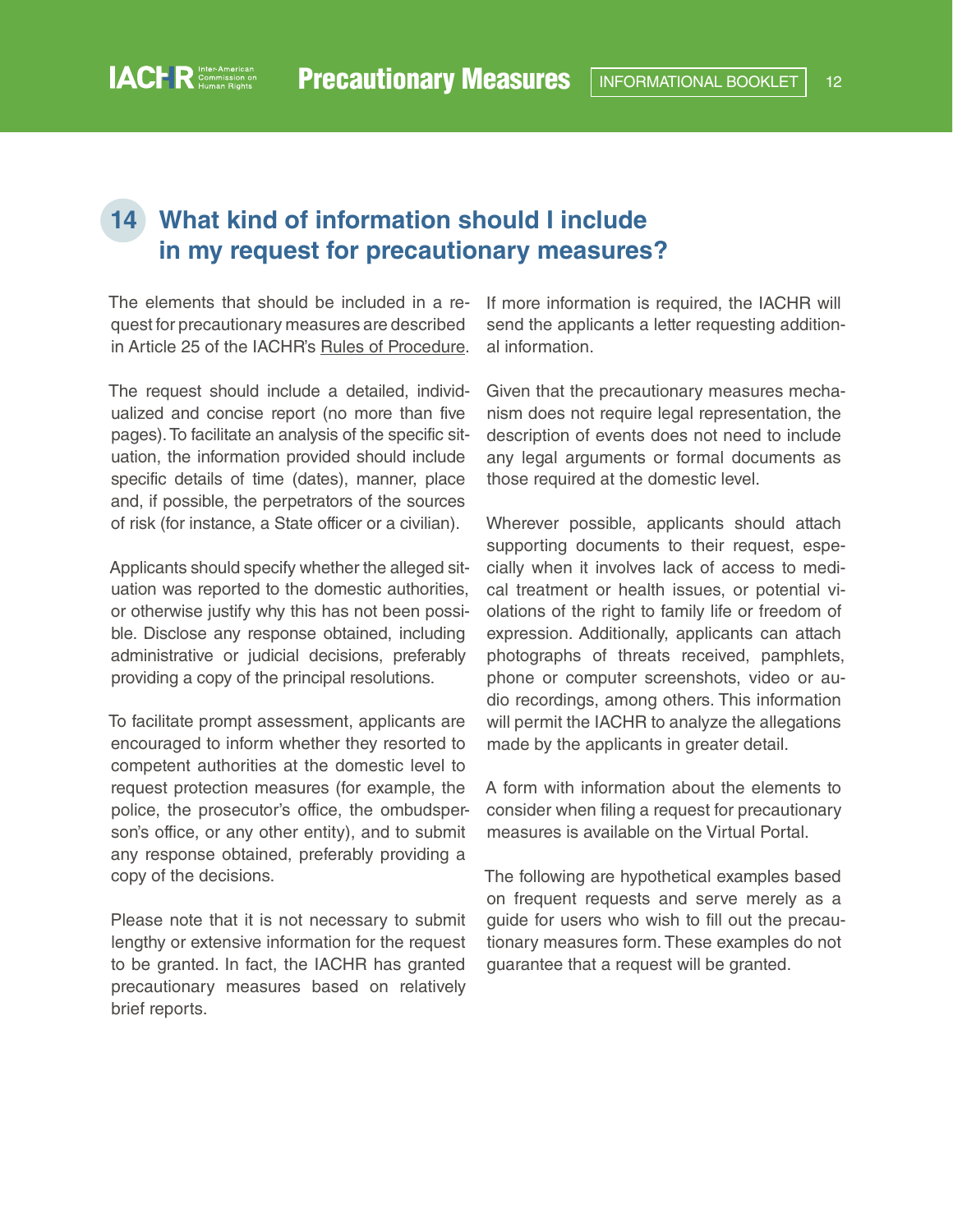## 14 What kind of information should I include in my request for precautionary measures?

The elements that should be included in a request for precautionary measures are described in Article 25 of the IACHR's Rules of Procedure.

The request should include a detailed, individualized and concise report (no more than five pages). To facilitate an analysis of the specific situation, the information provided should include specific details of time (dates), manner, place and, if possible, the perpetrators of the sources of risk (for instance, a State officer or a civilian).

Applicants should specify whether the alleged situation was reported to the domestic authorities, or otherwise justify why this has not been possible. Disclose any response obtained, including administrative or judicial decisions, preferably providing a copy of the principal resolutions.

To facilitate prompt assessment, applicants are encouraged to inform whether they resorted to competent authorities at the domestic level to request protection measures (for example, the police, the prosecutor's office, the ombudsperson's office, or any other entity), and to submit any response obtained, preferably providing a copy of the decisions.

Please note that it is not necessary to submit lengthy or extensive information for the request to be granted. In fact, the IACHR has granted precautionary measures based on relatively brief reports.

If more information is required, the IACHR will send the applicants a letter requesting additional information.

Given that the precautionary measures mechanism does not require legal representation, the description of events does not need to include any legal arguments or formal documents as those required at the domestic level.

Wherever possible, applicants should attach supporting documents to their request, especially when it involves lack of access to medical treatment or health issues, or potential violations of the right to family life or freedom of expression. Additionally, applicants can attach photographs of threats received, pamphlets, phone or computer screenshots, video or audio recordings, among others. This information will permit the IACHR to analyze the allegations made by the applicants in greater detail.

A form with information about the elements to consider when filing a request for precautionary measures is available on the Virtual Portal.

The following are hypothetical examples based on frequent requests and serve merely as a guide for users who wish to fill out the precautionary measures form. These examples do not guarantee that a request will be granted.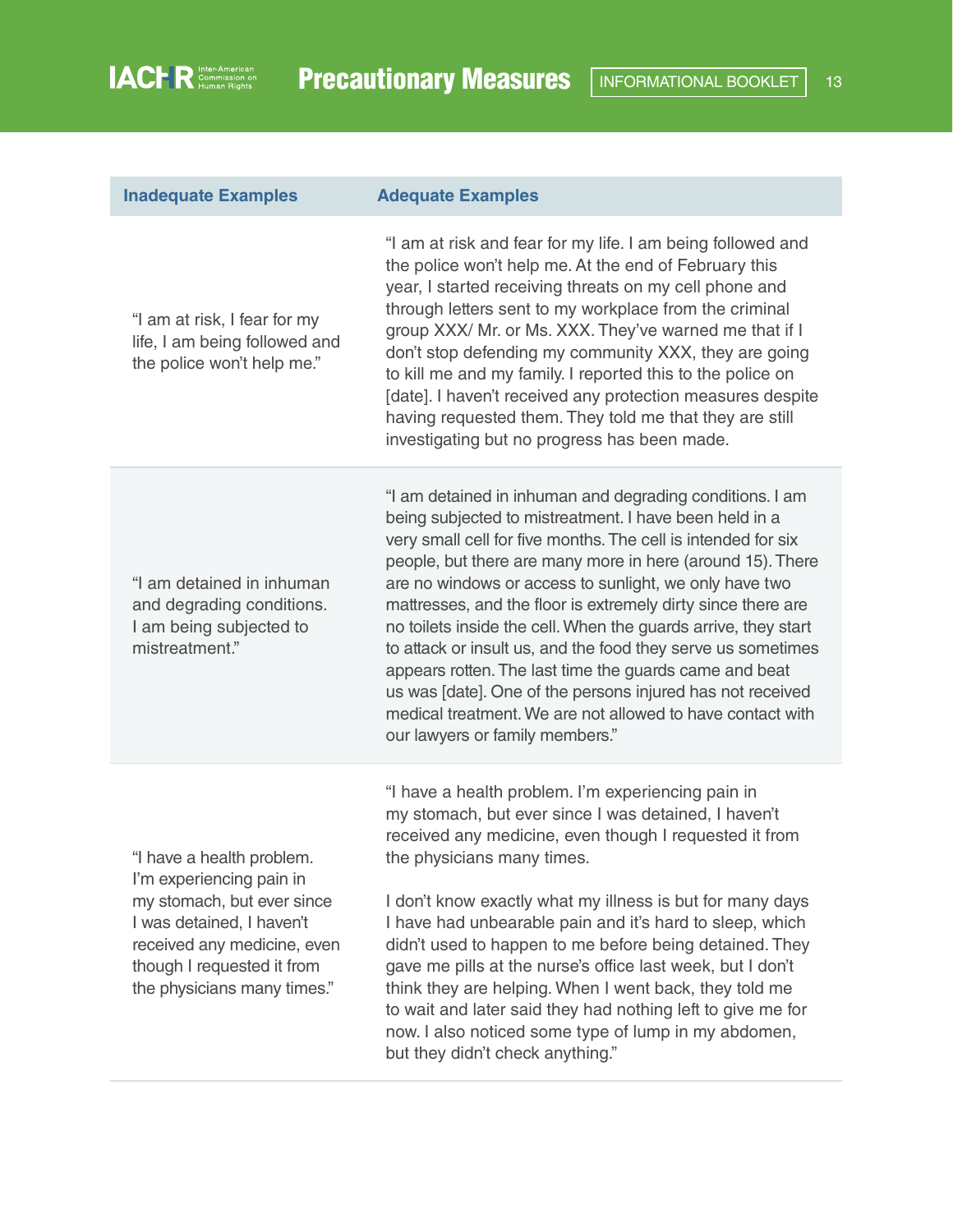| Inadequate Examples | Adequate Examples |
|---|---|
| "I am at risk, I fear for my life, I am being followed and the police won't help me." | "I am at risk and fear for my life. I am being followed and the police won't help me. At the end of February this year, I started receiving threats on my cell phone and through letters sent to my workplace from the criminal group XXX/ Mr. or Ms. XXX. They've warned me that if I don't stop defending my community XXX, they are going to kill me and my family. I reported this to the police on [date]. I haven't received any protection measures despite having requested them. They told me that they are still investigating but no progress has been made. |
| "I am detained in inhuman and degrading conditions. I am being subjected to mistreatment." | "I am detained in inhuman and degrading conditions. I am being subjected to mistreatment. I have been held in a very small cell for five months. The cell is intended for six people, but there are many more in here (around 15). There are no windows or access to sunlight, we only have two mattresses, and the floor is extremely dirty since there are no toilets inside the cell. When the guards arrive, they start to attack or insult us, and the food they serve us sometimes appears rotten. The last time the guards came and beat us was [date]. One of the persons injured has not received medical treatment. We are not allowed to have contact with our lawyers or family members." |
| "I have a health problem. I'm experiencing pain in my stomach, but ever since I was detained, I haven't received any medicine, even though I requested it from the physicians many times." | "I have a health problem. I'm experiencing pain in my stomach, but ever since I was detained, I haven't received any medicine, even though I requested it from the physicians many times.<br><br>I don't know exactly what my illness is but for many days I have had unbearable pain and it's hard to sleep, which didn't used to happen to me before being detained. They gave me pills at the nurse's office last week, but I don't think they are helping. When I went back, they told me to wait and later said they had nothing left to give me for now. I also noticed some type of lump in my abdomen, but they didn't check anything." |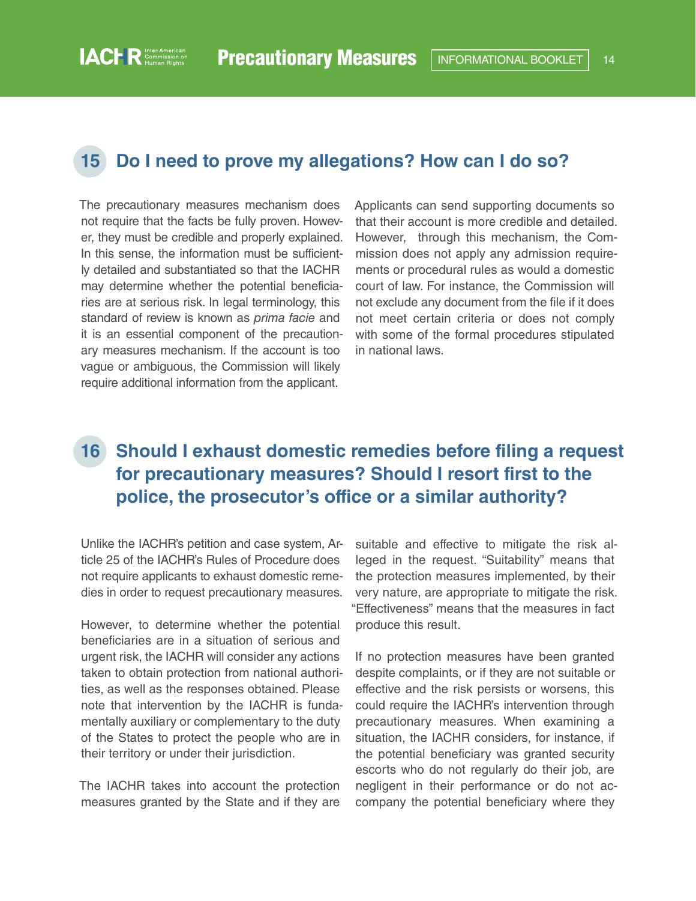## 15 Do I need to prove my allegations? How can I do so?

The precautionary measures mechanism does not require that the facts be fully proven. However, they must be credible and properly explained. In this sense, the information must be sufficiently detailed and substantiated so that the IACHR may determine whether the potential beneficiaries are at serious risk. In legal terminology, this standard of review is known as *prima facie* and it is an essential component of the precautionary measures mechanism. If the account is too vague or ambiguous, the Commission will likely require additional information from the applicant.

Applicants can send supporting documents so that their account is more credible and detailed. However, through this mechanism, the Commission does not apply any admission requirements or procedural rules as would a domestic court of law. For instance, the Commission will not exclude any document from the file if it does not meet certain criteria or does not comply with some of the formal procedures stipulated in national laws.

## 16 Should I exhaust domestic remedies before filing a request for precautionary measures? Should I resort first to the police, the prosecutor's office or a similar authority?

Unlike the IACHR's petition and case system, Article 25 of the IACHR's Rules of Procedure does not require applicants to exhaust domestic remedies in order to request precautionary measures.

However, to determine whether the potential beneficiaries are in a situation of serious and urgent risk, the IACHR will consider any actions taken to obtain protection from national authorities, as well as the responses obtained. Please note that intervention by the IACHR is fundamentally auxiliary or complementary to the duty of the States to protect the people who are in their territory or under their jurisdiction.

The IACHR takes into account the protection measures granted by the State and if they are suitable and effective to mitigate the risk alleged in the request. "Suitability" means that the protection measures implemented, by their very nature, are appropriate to mitigate the risk. "Effectiveness" means that the measures in fact produce this result.

If no protection measures have been granted despite complaints, or if they are not suitable or effective and the risk persists or worsens, this could require the IACHR's intervention through precautionary measures. When examining a situation, the IACHR considers, for instance, if the potential beneficiary was granted security escorts who do not regularly do their job, are negligent in their performance or do not accompany the potential beneficiary where they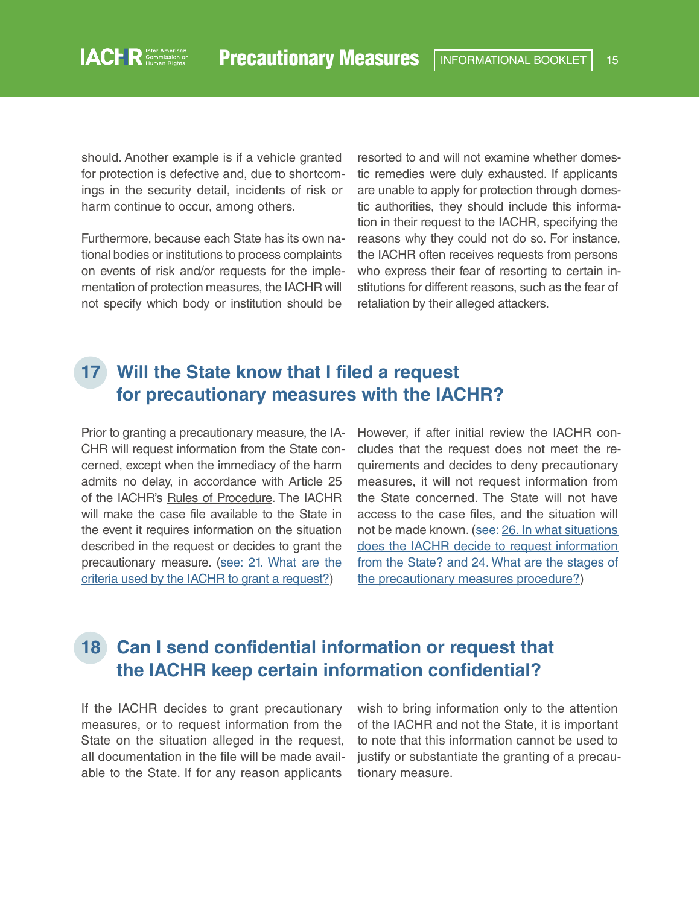should. Another example is if a vehicle granted for protection is defective and, due to shortcomings in the security detail, incidents of risk or harm continue to occur, among others.

Furthermore, because each State has its own national bodies or institutions to process complaints on events of risk and/or requests for the implementation of protection measures, the IACHR will not specify which body or institution should be resorted to and will not examine whether domestic remedies were duly exhausted. If applicants are unable to apply for protection through domestic authorities, they should include this information in their request to the IACHR, specifying the reasons why they could not do so. For instance, the IACHR often receives requests from persons who express their fear of resorting to certain institutions for different reasons, such as the fear of retaliation by their alleged attackers.

## 17 Will the State know that I filed a request for precautionary measures with the IACHR?

Prior to granting a precautionary measure, the IACHR will request information from the State concerned, except when the immediacy of the harm admits no delay, in accordance with Article 25 of the IACHR's Rules of Procedure. The IACHR will make the case file available to the State in the event it requires information on the situation described in the request or decides to grant the precautionary measure. (see: 21. What are the criteria used by the IACHR to grant a request?) However, if after initial review the IACHR concludes that the request does not meet the requirements and decides to deny precautionary measures, it will not request information from the State concerned. The State will not have access to the case files, and the situation will not be made known. (see: 26. In what situations does the IACHR decide to request information from the State? and 24. What are the stages of the precautionary measures procedure?)

## 18 Can I send confidential information or request that the IACHR keep certain information confidential?

If the IACHR decides to grant precautionary measures, or to request information from the State on the situation alleged in the request, all documentation in the file will be made available to the State. If for any reason applicants wish to bring information only to the attention of the IACHR and not the State, it is important to note that this information cannot be used to justify or substantiate the granting of a precautionary measure.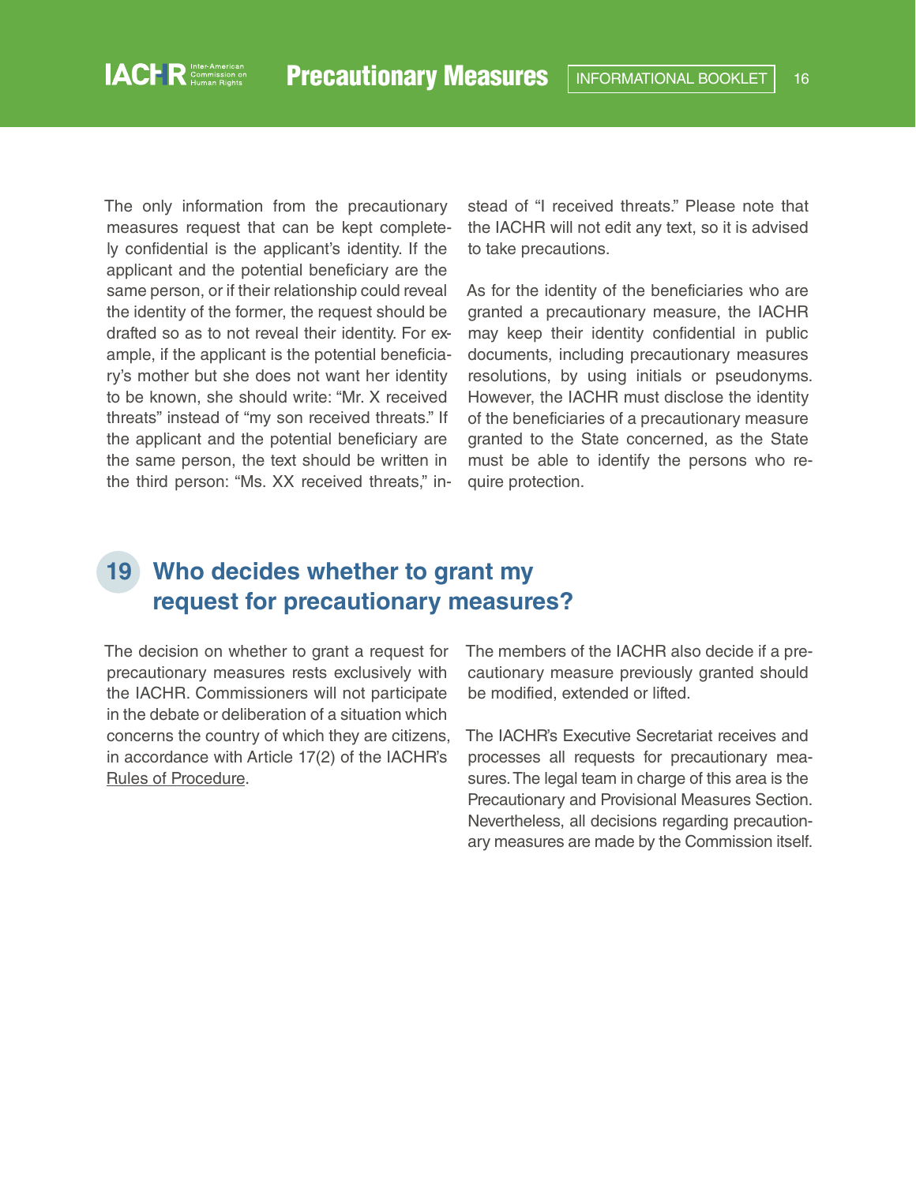The only information from the precautionary measures request that can be kept completely confidential is the applicant's identity. If the applicant and the potential beneficiary are the same person, or if their relationship could reveal the identity of the former, the request should be drafted so as to not reveal their identity. For example, if the applicant is the potential beneficiary's mother but she does not want her identity to be known, she should write: "Mr. X received threats" instead of "my son received threats." If the applicant and the potential beneficiary are the same person, the text should be written in the third person: "Ms. XX received threats," instead of "I received threats." Please note that the IACHR will not edit any text, so it is advised to take precautions.

As for the identity of the beneficiaries who are granted a precautionary measure, the IACHR may keep their identity confidential in public documents, including precautionary measures resolutions, by using initials or pseudonyms. However, the IACHR must disclose the identity of the beneficiaries of a precautionary measure granted to the State concerned, as the State must be able to identify the persons who require protection.

## 19 Who decides whether to grant my request for precautionary measures?

The decision on whether to grant a request for precautionary measures rests exclusively with the IACHR. Commissioners will not participate in the debate or deliberation of a situation which concerns the country of which they are citizens, in accordance with Article 17(2) of the IACHR's Rules of Procedure.

The members of the IACHR also decide if a precautionary measure previously granted should be modified, extended or lifted.

The IACHR's Executive Secretariat receives and processes all requests for precautionary measures. The legal team in charge of this area is the Precautionary and Provisional Measures Section. Nevertheless, all decisions regarding precautionary measures are made by the Commission itself.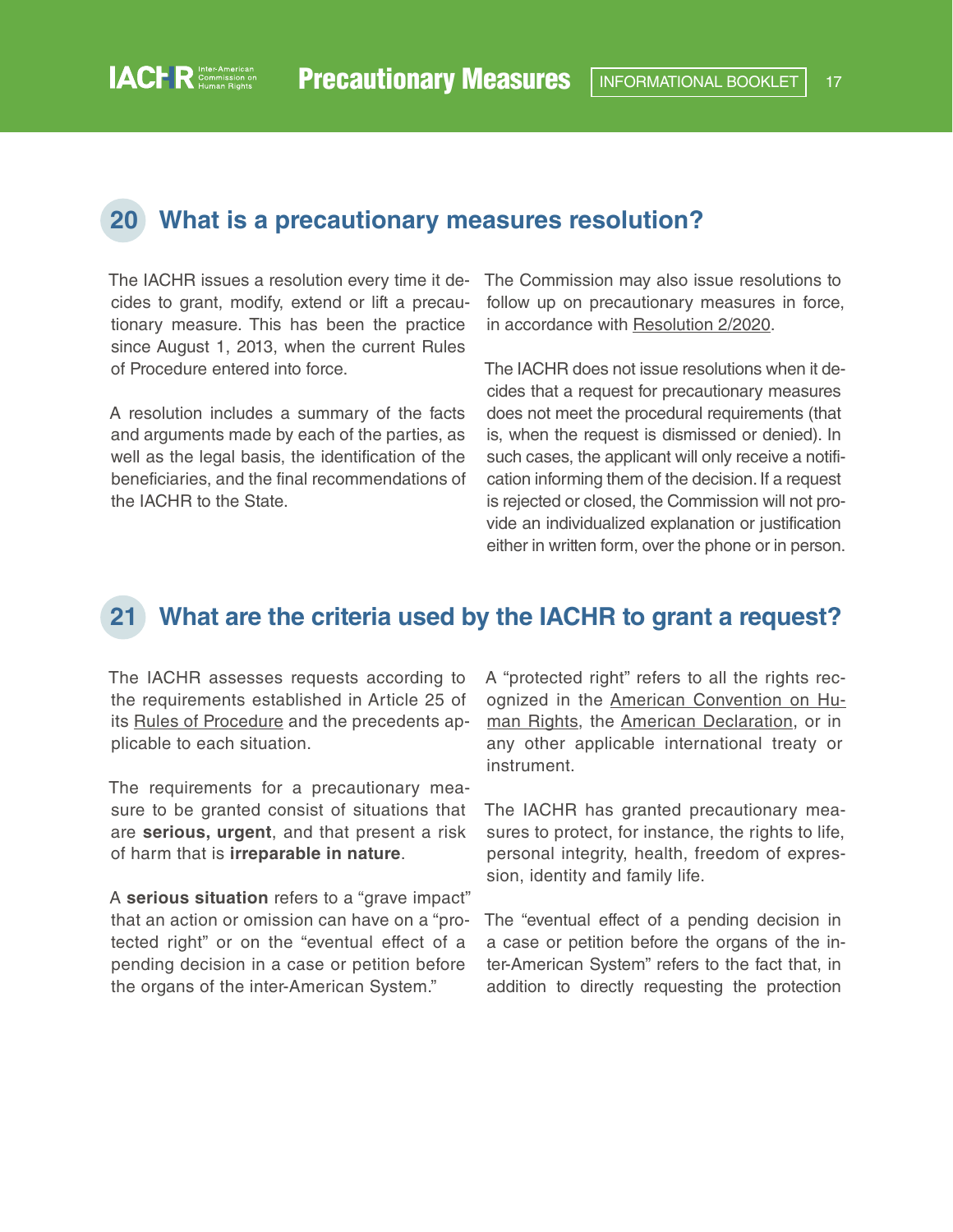## 20 What is a precautionary measures resolution?

The IACHR issues a resolution every time it decides to grant, modify, extend or lift a precautionary measure. This has been the practice since August 1, 2013, when the current Rules of Procedure entered into force.

A resolution includes a summary of the facts and arguments made by each of the parties, as well as the legal basis, the identification of the beneficiaries, and the final recommendations of the IACHR to the State.

The Commission may also issue resolutions to follow up on precautionary measures in force, in accordance with Resolution 2/2020.

The IACHR does not issue resolutions when it decides that a request for precautionary measures does not meet the procedural requirements (that is, when the request is dismissed or denied). In such cases, the applicant will only receive a notification informing them of the decision. If a request is rejected or closed, the Commission will not provide an individualized explanation or justification either in written form, over the phone or in person.

## 21 What are the criteria used by the IACHR to grant a request?

The IACHR assesses requests according to the requirements established in Article 25 of its Rules of Procedure and the precedents applicable to each situation.

The requirements for a precautionary measure to be granted consist of situations that are **serious, urgent**, and that present a risk of harm that is **irreparable in nature**.

A **serious situation** refers to a "grave impact" that an action or omission can have on a "protected right" or on the "eventual effect of a pending decision in a case or petition before the organs of the inter-American System."

A "protected right" refers to all the rights recognized in the American Convention on Human Rights, the American Declaration, or in any other applicable international treaty or instrument.

The IACHR has granted precautionary measures to protect, for instance, the rights to life, personal integrity, health, freedom of expression, identity and family life.

The "eventual effect of a pending decision in a case or petition before the organs of the inter-American System" refers to the fact that, in addition to directly requesting the protection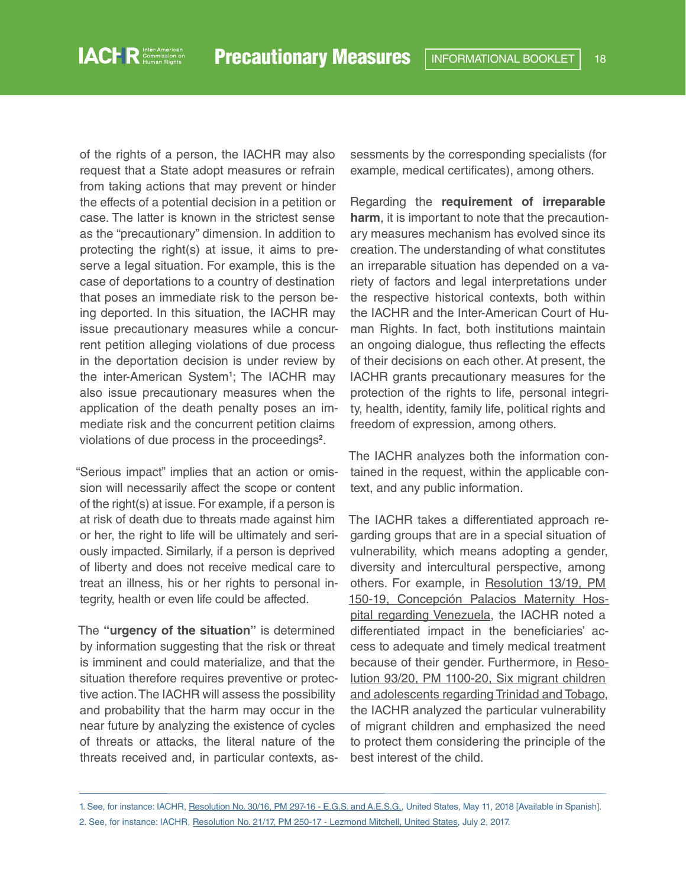of the rights of a person, the IACHR may also request that a State adopt measures or refrain from taking actions that may prevent or hinder the effects of a potential decision in a petition or case. The latter is known in the strictest sense as the "precautionary" dimension. In addition to protecting the right(s) at issue, it aims to preserve a legal situation. For example, this is the case of deportations to a country of destination that poses an immediate risk to the person being deported. In this situation, the IACHR may issue precautionary measures while a concurrent petition alleging violations of due process in the deportation decision is under review by the inter-American System[1]; The IACHR may also issue precautionary measures when the application of the death penalty poses an immediate risk and the concurrent petition claims violations of due process in the proceedings[2].

"Serious impact" implies that an action or omission will necessarily affect the scope or content of the right(s) at issue. For example, if a person is at risk of death due to threats made against him or her, the right to life will be ultimately and seriously impacted. Similarly, if a person is deprived of liberty and does not receive medical care to treat an illness, his or her rights to personal integrity, health or even life could be affected.

The **"urgency of the situation"** is determined by information suggesting that the risk or threat is imminent and could materialize, and that the situation therefore requires preventive or protective action. The IACHR will assess the possibility and probability that the harm may occur in the near future by analyzing the existence of cycles of threats or attacks, the literal nature of the threats received and, in particular contexts, assessments by the corresponding specialists (for example, medical certificates), among others.

Regarding the **requirement of irreparable harm**, it is important to note that the precautionary measures mechanism has evolved since its creation. The understanding of what constitutes an irreparable situation has depended on a variety of factors and legal interpretations under the respective historical contexts, both within the IACHR and the Inter-American Court of Human Rights. In fact, both institutions maintain an ongoing dialogue, thus reflecting the effects of their decisions on each other. At present, the IACHR grants precautionary measures for the protection of the rights to life, personal integrity, health, identity, family life, political rights and freedom of expression, among others.

The IACHR analyzes both the information contained in the request, within the applicable context, and any public information.

The IACHR takes a differentiated approach regarding groups that are in a special situation of vulnerability, which means adopting a gender, diversity and intercultural perspective, among others. For example, in Resolution 13/19, PM 150-19, Concepción Palacios Maternity Hospital regarding Venezuela, the IACHR noted a differentiated impact in the beneficiaries' access to adequate and timely medical treatment because of their gender. Furthermore, in Resolution 93/20, PM 1100-20, Six migrant children and adolescents regarding Trinidad and Tobago, the IACHR analyzed the particular vulnerability of migrant children and emphasized the need to protect them considering the principle of the best interest of the child.

---

1. See, for instance: IACHR, Resolution No. 30/16, PM 297-16 - E.G.S. and A.E.S.G., United States, May 11, 2018 [Available in Spanish].
2. See, for instance: IACHR, Resolution No. 21/17, PM 250-17 - Lezmond Mitchell, United States, July 2, 2017.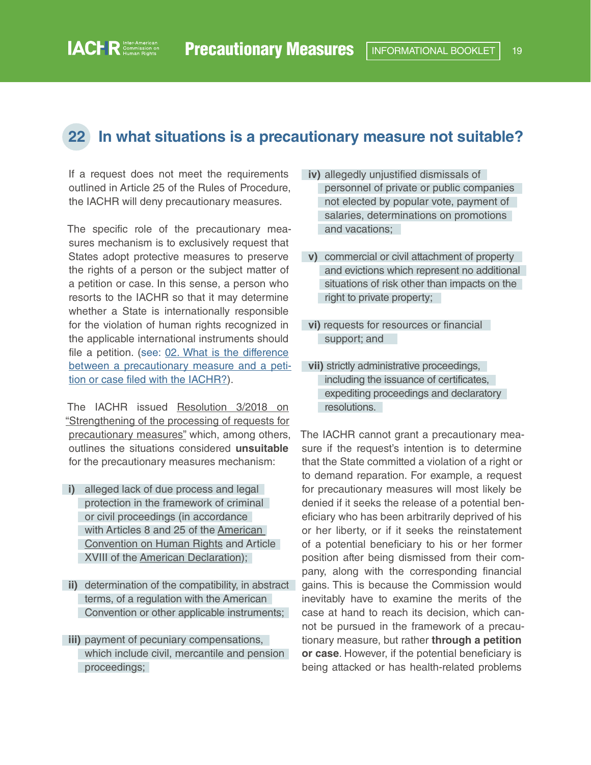## 22 In what situations is a precautionary measure not suitable?

If a request does not meet the requirements outlined in Article 25 of the Rules of Procedure, the IACHR will deny precautionary measures.

The specific role of the precautionary measures mechanism is to exclusively request that States adopt protective measures to preserve the rights of a person or the subject matter of a petition or case. In this sense, a person who resorts to the IACHR so that it may determine whether a State is internationally responsible for the violation of human rights recognized in the applicable international instruments should file a petition. (see: 02. What is the difference between a precautionary measure and a petition or case filed with the IACHR?).

The IACHR issued Resolution 3/2018 on "Strengthening of the processing of requests for precautionary measures" which, among others, outlines the situations considered **unsuitable** for the precautionary measures mechanism:

**i)** alleged lack of due process and legal protection in the framework of criminal or civil proceedings (in accordance with Articles 8 and 25 of the American Convention on Human Rights and Article XVIII of the American Declaration);

**ii)** determination of the compatibility, in abstract terms, of a regulation with the American Convention or other applicable instruments;

**iii)** payment of pecuniary compensations, which include civil, mercantile and pension proceedings;

**iv)** allegedly unjustified dismissals of personnel of private or public companies not elected by popular vote, payment of salaries, determinations on promotions and vacations;

**v)** commercial or civil attachment of property and evictions which represent no additional situations of risk other than impacts on the right to private property;

**vi)** requests for resources or financial support; and

**vii)** strictly administrative proceedings, including the issuance of certificates, expediting proceedings and declaratory resolutions.

The IACHR cannot grant a precautionary measure if the request's intention is to determine that the State committed a violation of a right or to demand reparation. For example, a request for precautionary measures will most likely be denied if it seeks the release of a potential beneficiary who has been arbitrarily deprived of his or her liberty, or if it seeks the reinstatement of a potential beneficiary to his or her former position after being dismissed from their company, along with the corresponding financial gains. This is because the Commission would inevitably have to examine the merits of the case at hand to reach its decision, which cannot be pursued in the framework of a precautionary measure, but rather **through a petition or case**. However, if the potential beneficiary is being attacked or has health-related problems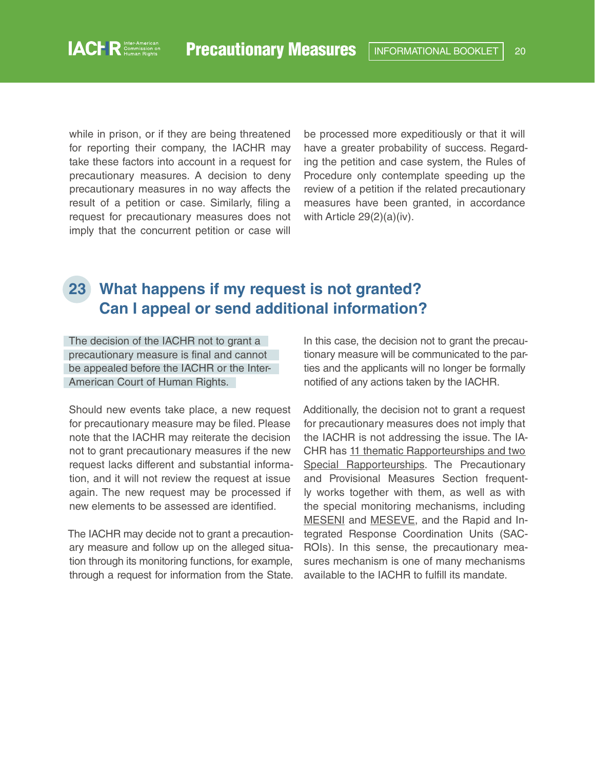while in prison, or if they are being threatened for reporting their company, the IACHR may take these factors into account in a request for precautionary measures. A decision to deny precautionary measures in no way affects the result of a petition or case. Similarly, filing a request for precautionary measures does not imply that the concurrent petition or case will be processed more expeditiously or that it will have a greater probability of success. Regarding the petition and case system, the Rules of Procedure only contemplate speeding up the review of a petition if the related precautionary measures have been granted, in accordance with Article 29(2)(a)(iv).

## 23 What happens if my request is not granted? Can I appeal or send additional information?

The decision of the IACHR not to grant a precautionary measure is final and cannot be appealed before the IACHR or the Inter-American Court of Human Rights.

Should new events take place, a new request for precautionary measure may be filed. Please note that the IACHR may reiterate the decision not to grant precautionary measures if the new request lacks different and substantial information, and it will not review the request at issue again. The new request may be processed if new elements to be assessed are identified.

The IACHR may decide not to grant a precautionary measure and follow up on the alleged situation through its monitoring functions, for example, through a request for information from the State. In this case, the decision not to grant the precautionary measure will be communicated to the parties and the applicants will no longer be formally notified of any actions taken by the IACHR.

Additionally, the decision not to grant a request for precautionary measures does not imply that the IACHR is not addressing the issue. The IACHR has 11 thematic Rapporteurships and two Special Rapporteurships. The Precautionary and Provisional Measures Section frequently works together with them, as well as with the special monitoring mechanisms, including MESENI and MESEVE, and the Rapid and Integrated Response Coordination Units (SACROIs). In this sense, the precautionary measures mechanism is one of many mechanisms available to the IACHR to fulfill its mandate.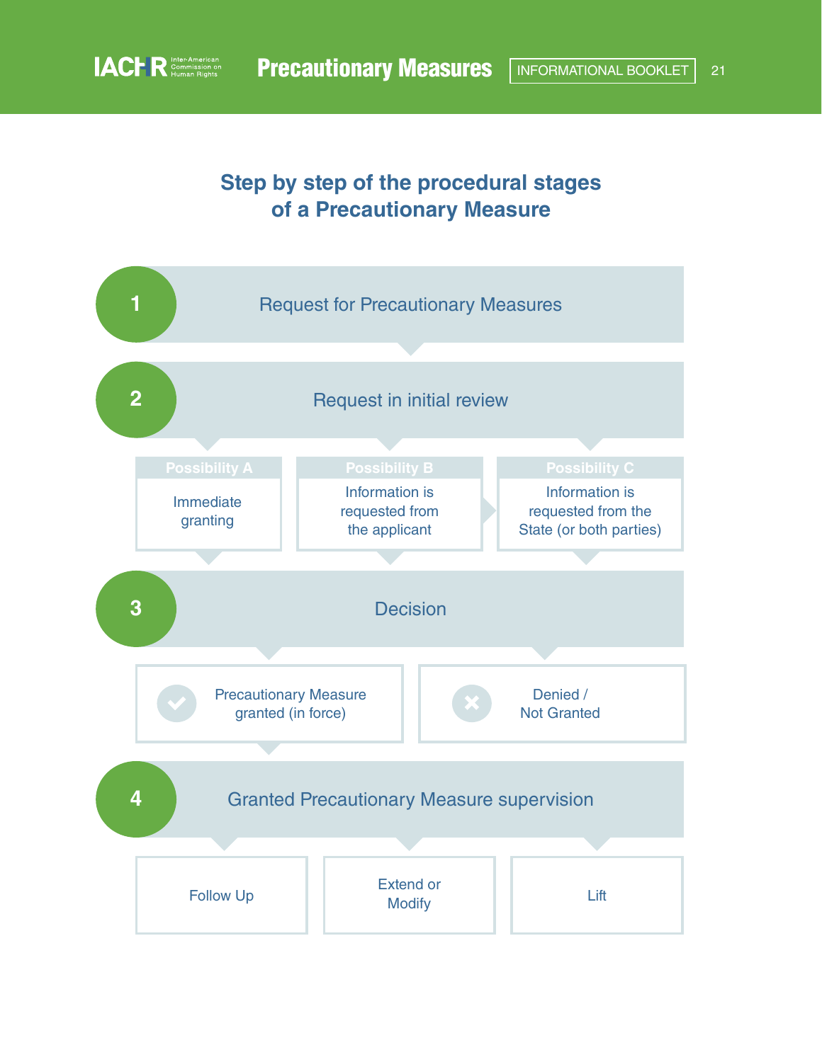## Step by step of the procedural stages of a Precautionary Measure

**1** Request for Precautionary Measures

**2** Request in initial review

- **Possibility A**: Immediate granting
- **Possibility B**: Information is requested from the applicant
- **Possibility C**: Information is requested from the State (or both parties)

**3** Decision

- Precautionary Measure granted (in force)
- Denied / Not Granted

**4** Granted Precautionary Measure supervision

- Follow Up
- Extend or Modify
- Lift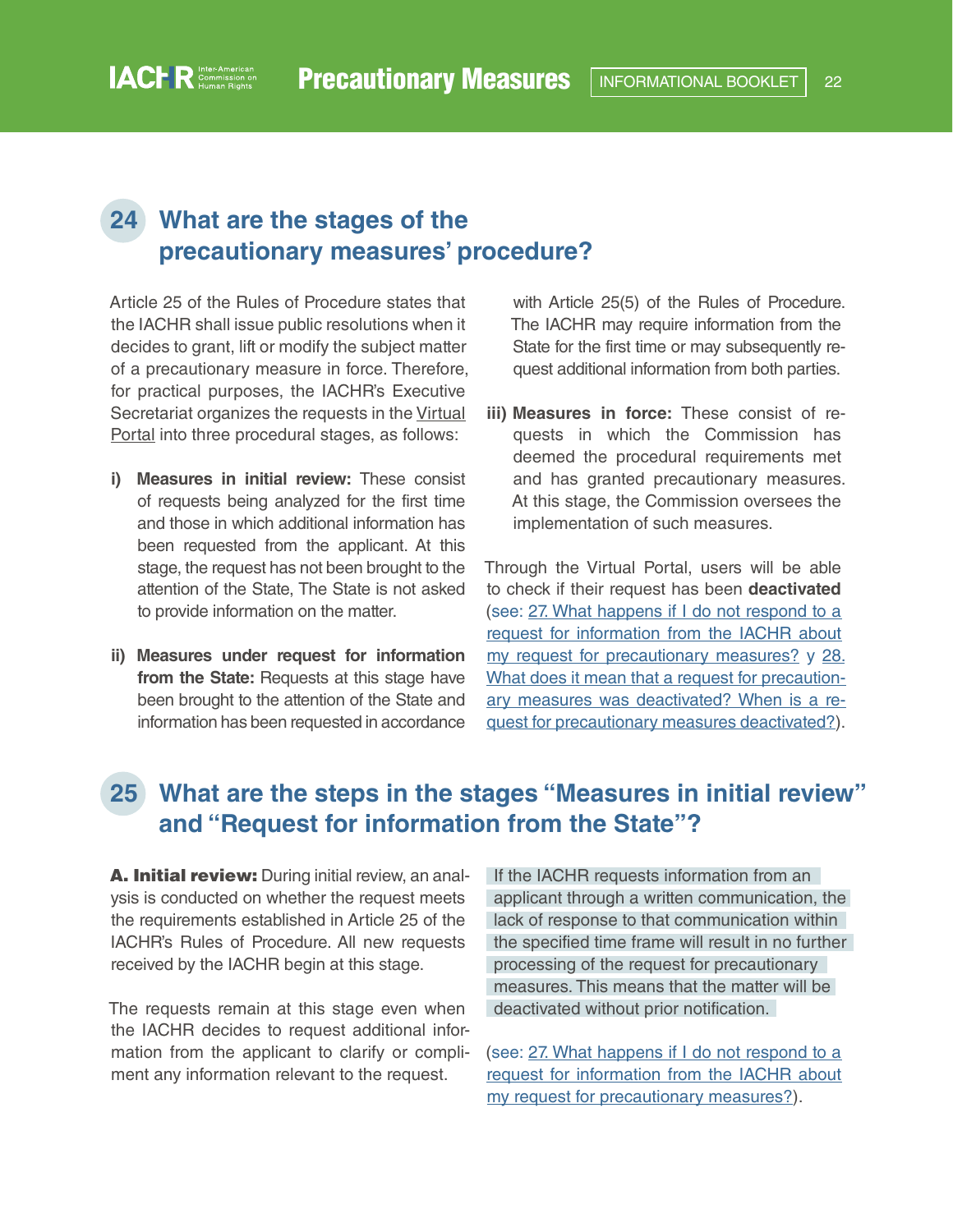## 24 What are the stages of the precautionary measures' procedure?

Article 25 of the Rules of Procedure states that the IACHR shall issue public resolutions when it decides to grant, lift or modify the subject matter of a precautionary measure in force. Therefore, for practical purposes, the IACHR's Executive Secretariat organizes the requests in the Virtual Portal into three procedural stages, as follows:

- **i) Measures in initial review:** These consist of requests being analyzed for the first time and those in which additional information has been requested from the applicant. At this stage, the request has not been brought to the attention of the State, The State is not asked to provide information on the matter.
- **ii) Measures under request for information from the State:** Requests at this stage have been brought to the attention of the State and information has been requested in accordance with Article 25(5) of the Rules of Procedure. The IACHR may require information from the State for the first time or may subsequently request additional information from both parties.
- **iii) Measures in force:** These consist of requests in which the Commission has deemed the procedural requirements met and has granted precautionary measures. At this stage, the Commission oversees the implementation of such measures.

Through the Virtual Portal, users will be able to check if their request has been **deactivated** (see: 27. What happens if I do not respond to a request for information from the IACHR about my request for precautionary measures? y 28. What does it mean that a request for precautionary measures was deactivated? When is a request for precautionary measures deactivated?).

## 25 What are the steps in the stages "Measures in initial review" and "Request for information from the State"?

**A. Initial review:** During initial review, an analysis is conducted on whether the request meets the requirements established in Article 25 of the IACHR's Rules of Procedure. All new requests received by the IACHR begin at this stage.

The requests remain at this stage even when the IACHR decides to request additional information from the applicant to clarify or compliment any information relevant to the request.

If the IACHR requests information from an applicant through a written communication, the lack of response to that communication within the specified time frame will result in no further processing of the request for precautionary measures. This means that the matter will be deactivated without prior notification.

(see: 27. What happens if I do not respond to a request for information from the IACHR about my request for precautionary measures?).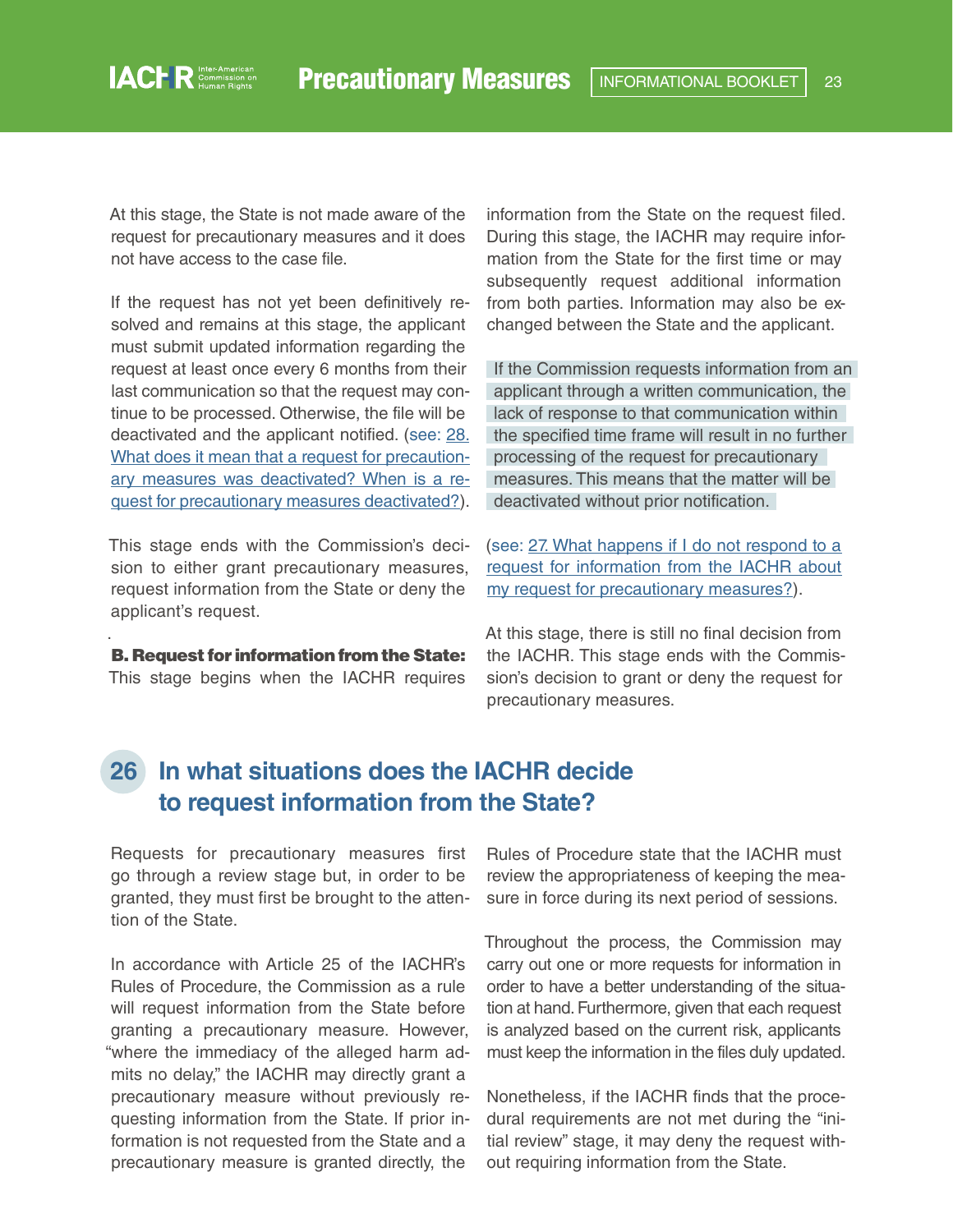At this stage, the State is not made aware of the request for precautionary measures and it does not have access to the case file.

If the request has not yet been definitively resolved and remains at this stage, the applicant must submit updated information regarding the request at least once every 6 months from their last communication so that the request may continue to be processed. Otherwise, the file will be deactivated and the applicant notified. (see: [28. What does it mean that a request for precautionary measures was deactivated? When is a request for precautionary measures deactivated?]).

This stage ends with the Commission's decision to either grant precautionary measures, request information from the State or deny the applicant's request.

**B. Request for information from the State:** This stage begins when the IACHR requires information from the State on the request filed. During this stage, the IACHR may require information from the State for the first time or may subsequently request additional information from both parties. Information may also be exchanged between the State and the applicant.

If the Commission requests information from an applicant through a written communication, the lack of response to that communication within the specified time frame will result in no further processing of the request for precautionary measures. This means that the matter will be deactivated without prior notification.

(see: [27. What happens if I do not respond to a request for information from the IACHR about my request for precautionary measures?]).

At this stage, there is still no final decision from the IACHR. This stage ends with the Commission's decision to grant or deny the request for precautionary measures.

## 26 In what situations does the IACHR decide to request information from the State?

Requests for precautionary measures first go through a review stage but, in order to be granted, they must first be brought to the attention of the State.

In accordance with Article 25 of the IACHR's Rules of Procedure, the Commission as a rule will request information from the State before granting a precautionary measure. However, "where the immediacy of the alleged harm admits no delay," the IACHR may directly grant a precautionary measure without previously requesting information from the State. If prior information is not requested from the State and a precautionary measure is granted directly, the Rules of Procedure state that the IACHR must review the appropriateness of keeping the measure in force during its next period of sessions.

Throughout the process, the Commission may carry out one or more requests for information in order to have a better understanding of the situation at hand. Furthermore, given that each request is analyzed based on the current risk, applicants must keep the information in the files duly updated.

Nonetheless, if the IACHR finds that the procedural requirements are not met during the "initial review" stage, it may deny the request without requiring information from the State.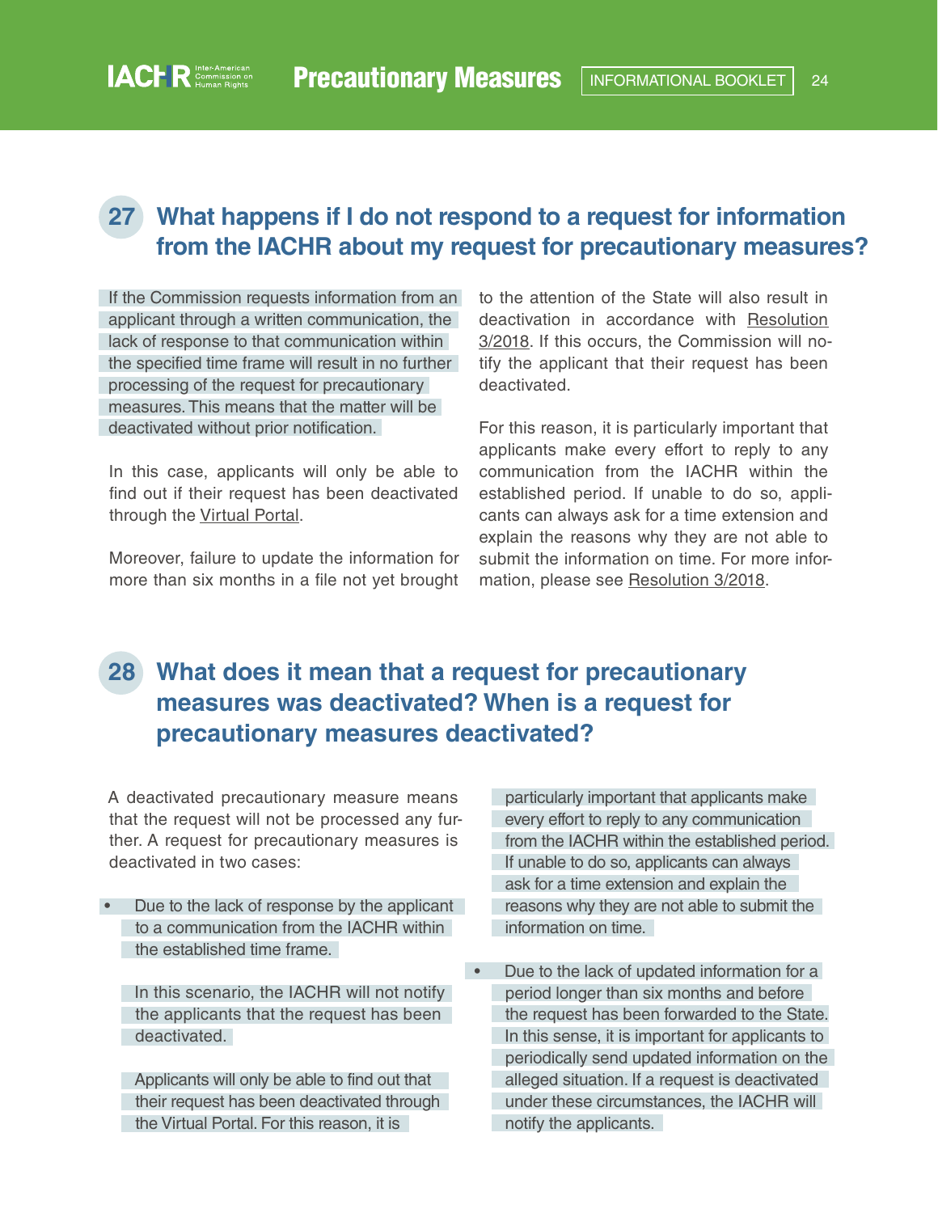## 27 What happens if I do not respond to a request for information from the IACHR about my request for precautionary measures?

If the Commission requests information from an applicant through a written communication, the lack of response to that communication within the specified time frame will result in no further processing of the request for precautionary measures. This means that the matter will be deactivated without prior notification.

In this case, applicants will only be able to find out if their request has been deactivated through the Virtual Portal.

Moreover, failure to update the information for more than six months in a file not yet brought to the attention of the State will also result in deactivation in accordance with Resolution 3/2018. If this occurs, the Commission will notify the applicant that their request has been deactivated.

For this reason, it is particularly important that applicants make every effort to reply to any communication from the IACHR within the established period. If unable to do so, applicants can always ask for a time extension and explain the reasons why they are not able to submit the information on time. For more information, please see Resolution 3/2018.

## 28 What does it mean that a request for precautionary measures was deactivated? When is a request for precautionary measures deactivated?

A deactivated precautionary measure means that the request will not be processed any further. A request for precautionary measures is deactivated in two cases:

- Due to the lack of response by the applicant to a communication from the IACHR within the established time frame.

  In this scenario, the IACHR will not notify the applicants that the request has been deactivated.

  Applicants will only be able to find out that their request has been deactivated through the Virtual Portal. For this reason, it is particularly important that applicants make every effort to reply to any communication from the IACHR within the established period. If unable to do so, applicants can always ask for a time extension and explain the reasons why they are not able to submit the information on time.

- Due to the lack of updated information for a period longer than six months and before the request has been forwarded to the State. In this sense, it is important for applicants to periodically send updated information on the alleged situation. If a request is deactivated under these circumstances, the IACHR will notify the applicants.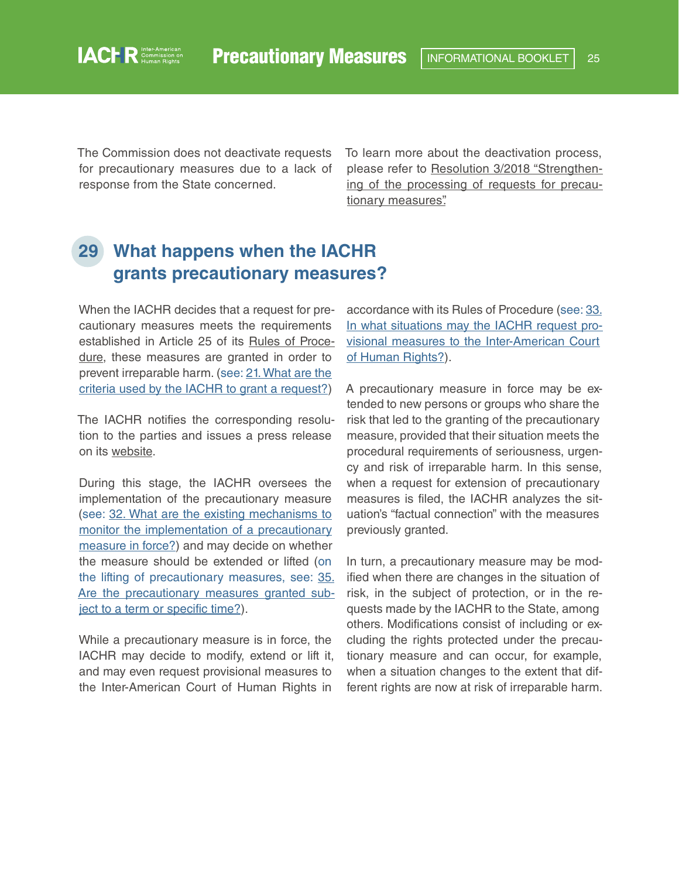The Commission does not deactivate requests for precautionary measures due to a lack of response from the State concerned.

To learn more about the deactivation process, please refer to Resolution 3/2018 "Strengthening of the processing of requests for precautionary measures".

## 29 What happens when the IACHR grants precautionary measures?

When the IACHR decides that a request for precautionary measures meets the requirements established in Article 25 of its Rules of Procedure, these measures are granted in order to prevent irreparable harm. (see: 21. What are the criteria used by the IACHR to grant a request?)

The IACHR notifies the corresponding resolution to the parties and issues a press release on its website.

During this stage, the IACHR oversees the implementation of the precautionary measure (see: 32. What are the existing mechanisms to monitor the implementation of a precautionary measure in force?) and may decide on whether the measure should be extended or lifted (on the lifting of precautionary measures, see: 35. Are the precautionary measures granted subject to a term or specific time?).

While a precautionary measure is in force, the IACHR may decide to modify, extend or lift it, and may even request provisional measures to the Inter-American Court of Human Rights in accordance with its Rules of Procedure (see: 33. In what situations may the IACHR request provisional measures to the Inter-American Court of Human Rights?).

A precautionary measure in force may be extended to new persons or groups who share the risk that led to the granting of the precautionary measure, provided that their situation meets the procedural requirements of seriousness, urgency and risk of irreparable harm. In this sense, when a request for extension of precautionary measures is filed, the IACHR analyzes the situation's "factual connection" with the measures previously granted.

In turn, a precautionary measure may be modified when there are changes in the situation of risk, in the subject of protection, or in the requests made by the IACHR to the State, among others. Modifications consist of including or excluding the rights protected under the precautionary measure and can occur, for example, when a situation changes to the extent that different rights are now at risk of irreparable harm.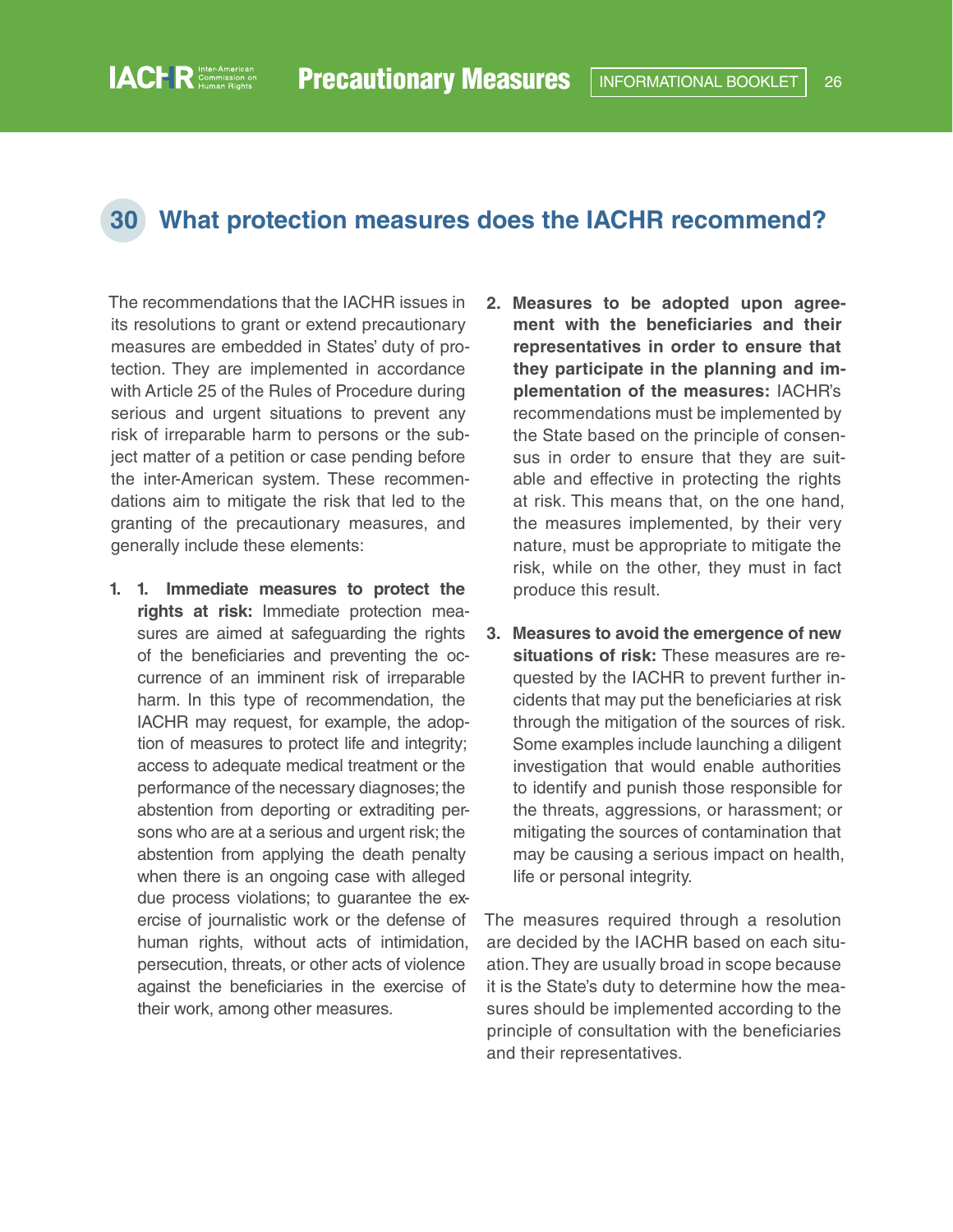## 30 What protection measures does the IACHR recommend?

The recommendations that the IACHR issues in its resolutions to grant or extend precautionary measures are embedded in States' duty of protection. They are implemented in accordance with Article 25 of the Rules of Procedure during serious and urgent situations to prevent any risk of irreparable harm to persons or the subject matter of a petition or case pending before the inter-American system. These recommendations aim to mitigate the risk that led to the granting of the precautionary measures, and generally include these elements:

1. 1. **Immediate measures to protect the rights at risk:** Immediate protection measures are aimed at safeguarding the rights of the beneficiaries and preventing the occurrence of an imminent risk of irreparable harm. In this type of recommendation, the IACHR may request, for example, the adoption of measures to protect life and integrity; access to adequate medical treatment or the performance of the necessary diagnoses; the abstention from deporting or extraditing persons who are at a serious and urgent risk; the abstention from applying the death penalty when there is an ongoing case with alleged due process violations; to guarantee the exercise of journalistic work or the defense of human rights, without acts of intimidation, persecution, threats, or other acts of violence against the beneficiaries in the exercise of their work, among other measures.

2. **Measures to be adopted upon agreement with the beneficiaries and their representatives in order to ensure that they participate in the planning and implementation of the measures:** IACHR's recommendations must be implemented by the State based on the principle of consensus in order to ensure that they are suitable and effective in protecting the rights at risk. This means that, on the one hand, the measures implemented, by their very nature, must be appropriate to mitigate the risk, while on the other, they must in fact produce this result.

3. **Measures to avoid the emergence of new situations of risk:** These measures are requested by the IACHR to prevent further incidents that may put the beneficiaries at risk through the mitigation of the sources of risk. Some examples include launching a diligent investigation that would enable authorities to identify and punish those responsible for the threats, aggressions, or harassment; or mitigating the sources of contamination that may be causing a serious impact on health, life or personal integrity.

The measures required through a resolution are decided by the IACHR based on each situation. They are usually broad in scope because it is the State's duty to determine how the measures should be implemented according to the principle of consultation with the beneficiaries and their representatives.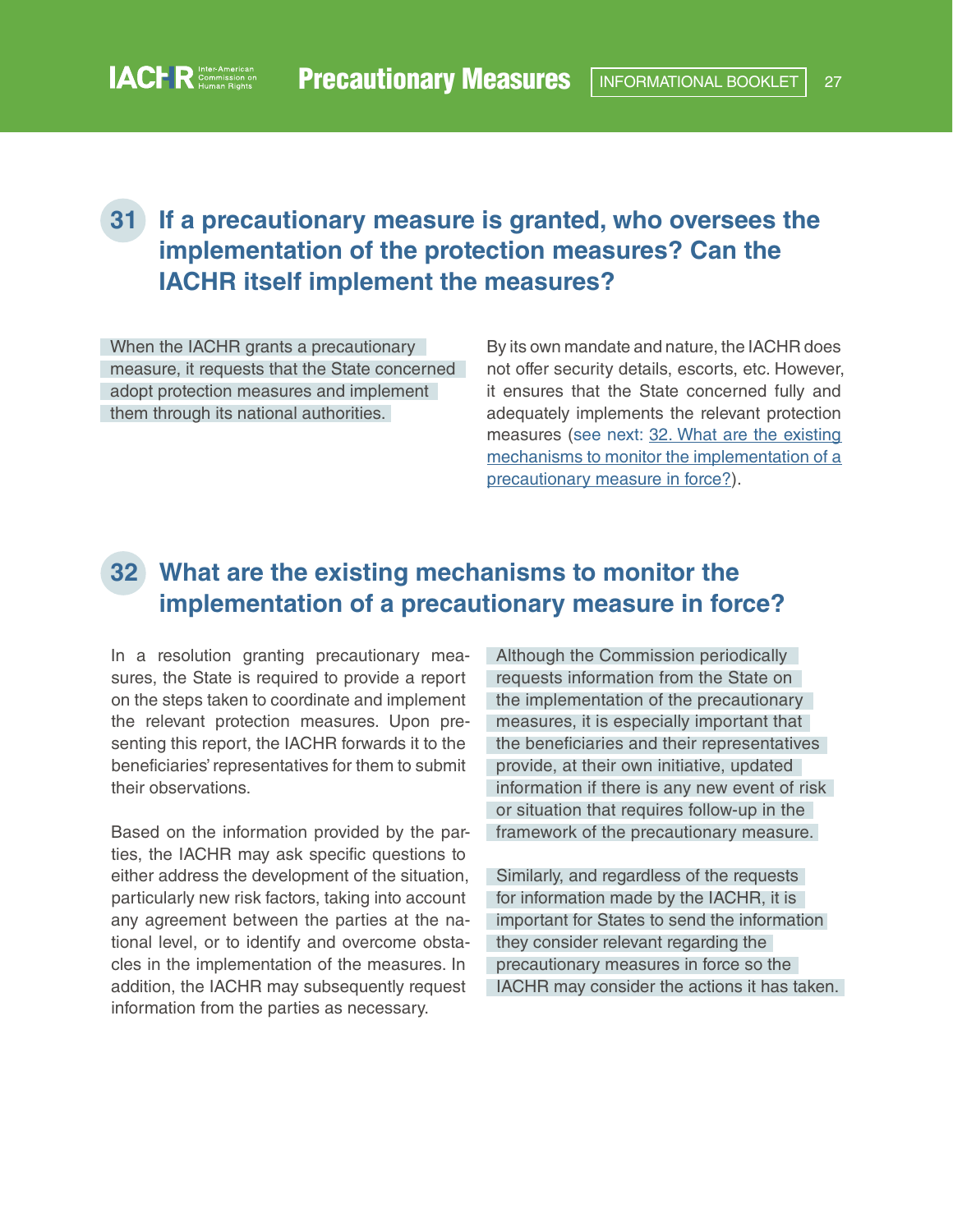## 31 If a precautionary measure is granted, who oversees the implementation of the protection measures? Can the IACHR itself implement the measures?

When the IACHR grants a precautionary measure, it requests that the State concerned adopt protection measures and implement them through its national authorities.

By its own mandate and nature, the IACHR does not offer security details, escorts, etc. However, it ensures that the State concerned fully and adequately implements the relevant protection measures (see next: [32. What are the existing mechanisms to monitor the implementation of a precautionary measure in force?]).

## 32 What are the existing mechanisms to monitor the implementation of a precautionary measure in force?

In a resolution granting precautionary measures, the State is required to provide a report on the steps taken to coordinate and implement the relevant protection measures. Upon presenting this report, the IACHR forwards it to the beneficiaries' representatives for them to submit their observations.

Based on the information provided by the parties, the IACHR may ask specific questions to either address the development of the situation, particularly new risk factors, taking into account any agreement between the parties at the national level, or to identify and overcome obstacles in the implementation of the measures. In addition, the IACHR may subsequently request information from the parties as necessary.

Although the Commission periodically requests information from the State on the implementation of the precautionary measures, it is especially important that the beneficiaries and their representatives provide, at their own initiative, updated information if there is any new event of risk or situation that requires follow-up in the framework of the precautionary measure.

Similarly, and regardless of the requests for information made by the IACHR, it is important for States to send the information they consider relevant regarding the precautionary measures in force so the IACHR may consider the actions it has taken.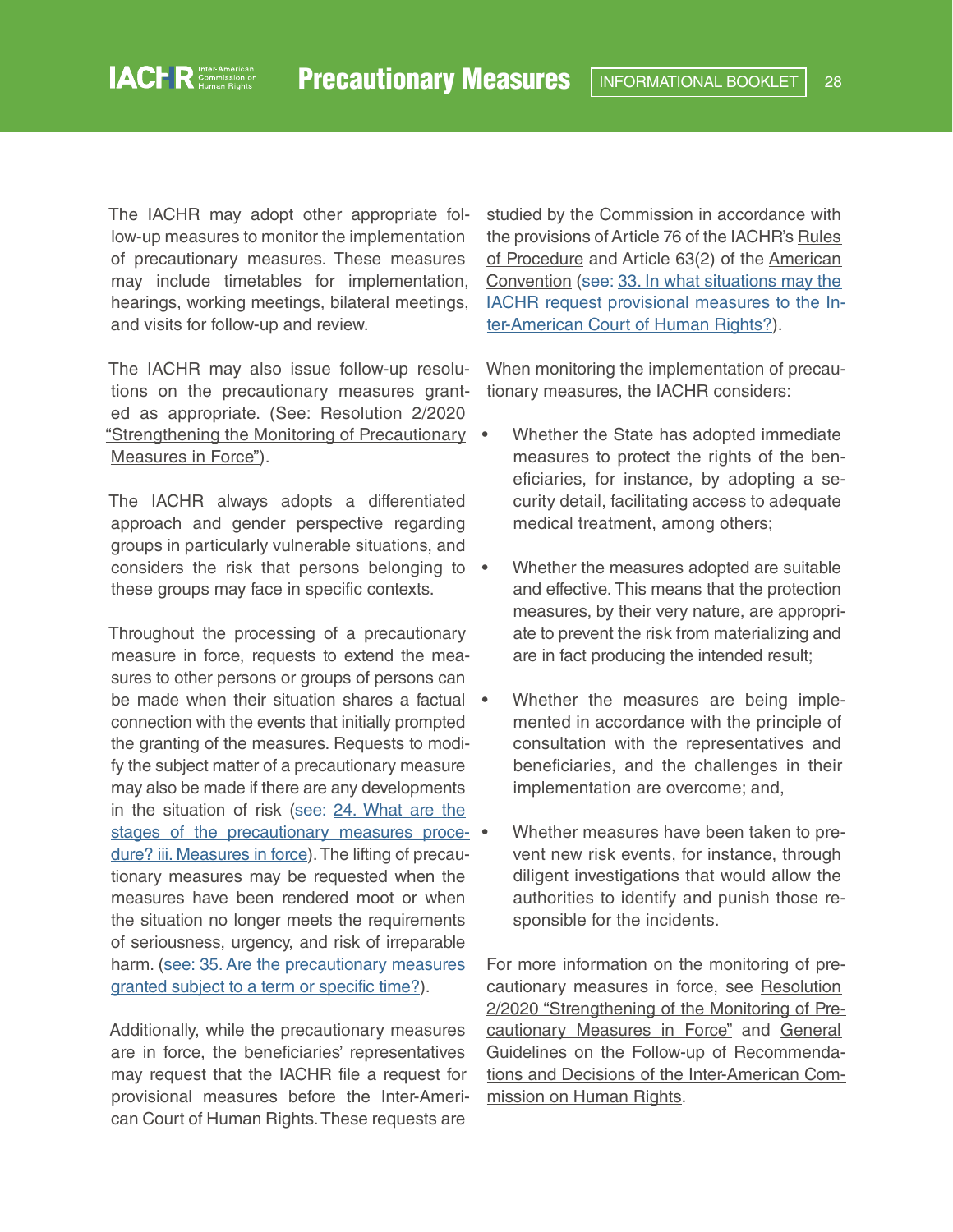The IACHR may adopt other appropriate follow-up measures to monitor the implementation of precautionary measures. These measures may include timetables for implementation, hearings, working meetings, bilateral meetings, and visits for follow-up and review.

The IACHR may also issue follow-up resolutions on the precautionary measures granted as appropriate. (See: Resolution 2/2020 "Strengthening the Monitoring of Precautionary Measures in Force").

The IACHR always adopts a differentiated approach and gender perspective regarding groups in particularly vulnerable situations, and considers the risk that persons belonging to these groups may face in specific contexts.

Throughout the processing of a precautionary measure in force, requests to extend the measures to other persons or groups of persons can be made when their situation shares a factual connection with the events that initially prompted the granting of the measures. Requests to modify the subject matter of a precautionary measure may also be made if there are any developments in the situation of risk (see: 24. What are the stages of the precautionary measures procedure? iii. Measures in force). The lifting of precautionary measures may be requested when the measures have been rendered moot or when the situation no longer meets the requirements of seriousness, urgency, and risk of irreparable harm. (see: 35. Are the precautionary measures granted subject to a term or specific time?).

Additionally, while the precautionary measures are in force, the beneficiaries' representatives may request that the IACHR file a request for provisional measures before the Inter-American Court of Human Rights. These requests are studied by the Commission in accordance with the provisions of Article 76 of the IACHR's Rules of Procedure and Article 63(2) of the American Convention (see: 33. In what situations may the IACHR request provisional measures to the Inter-American Court of Human Rights?).

When monitoring the implementation of precautionary measures, the IACHR considers:

- Whether the State has adopted immediate measures to protect the rights of the beneficiaries, for instance, by adopting a security detail, facilitating access to adequate medical treatment, among others;
- Whether the measures adopted are suitable and effective. This means that the protection measures, by their very nature, are appropriate to prevent the risk from materializing and are in fact producing the intended result;
- Whether the measures are being implemented in accordance with the principle of consultation with the representatives and beneficiaries, and the challenges in their implementation are overcome; and,
- Whether measures have been taken to prevent new risk events, for instance, through diligent investigations that would allow the authorities to identify and punish those responsible for the incidents.

For more information on the monitoring of precautionary measures in force, see Resolution 2/2020 "Strengthening of the Monitoring of Precautionary Measures in Force" and General Guidelines on the Follow-up of Recommendations and Decisions of the Inter-American Commission on Human Rights.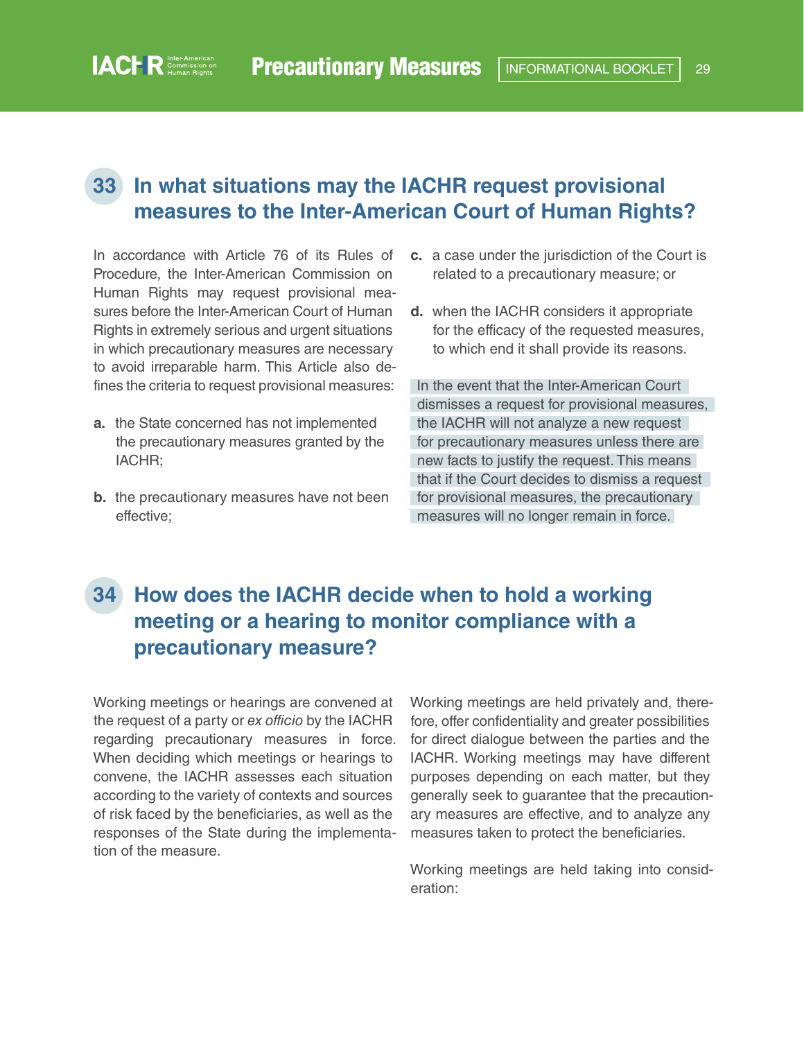## 33 In what situations may the IACHR request provisional measures to the Inter-American Court of Human Rights?

In accordance with Article 76 of its Rules of Procedure, the Inter-American Commission on Human Rights may request provisional measures before the Inter-American Court of Human Rights in extremely serious and urgent situations in which precautionary measures are necessary to avoid irreparable harm. This Article also defines the criteria to request provisional measures:

- **a.** the State concerned has not implemented the precautionary measures granted by the IACHR;
- **b.** the precautionary measures have not been effective;
- **c.** a case under the jurisdiction of the Court is related to a precautionary measure; or
- **d.** when the IACHR considers it appropriate for the efficacy of the requested measures, to which end it shall provide its reasons.

In the event that the Inter-American Court dismisses a request for provisional measures, the IACHR will not analyze a new request for precautionary measures unless there are new facts to justify the request. This means that if the Court decides to dismiss a request for provisional measures, the precautionary measures will no longer remain in force.

## 34 How does the IACHR decide when to hold a working meeting or a hearing to monitor compliance with a precautionary measure?

Working meetings or hearings are convened at the request of a party or *ex officio* by the IACHR regarding precautionary measures in force. When deciding which meetings or hearings to convene, the IACHR assesses each situation according to the variety of contexts and sources of risk faced by the beneficiaries, as well as the responses of the State during the implementation of the measure.

Working meetings are held privately and, therefore, offer confidentiality and greater possibilities for direct dialogue between the parties and the IACHR. Working meetings may have different purposes depending on each matter, but they generally seek to guarantee that the precautionary measures are effective, and to analyze any measures taken to protect the beneficiaries.

Working meetings are held taking into consideration: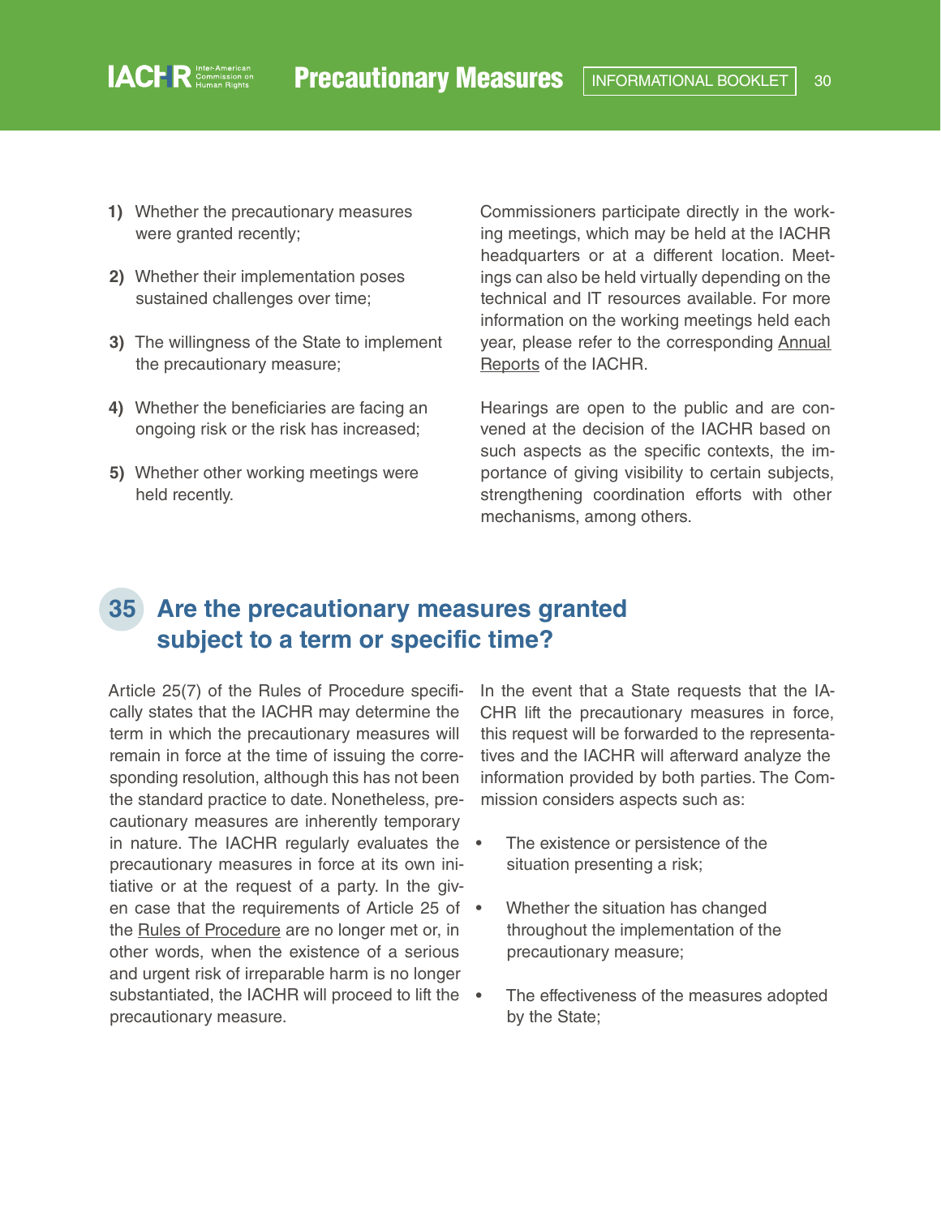1) Whether the precautionary measures were granted recently;

2) Whether their implementation poses sustained challenges over time;

3) The willingness of the State to implement the precautionary measure;

4) Whether the beneficiaries are facing an ongoing risk or the risk has increased;

5) Whether other working meetings were held recently.

Commissioners participate directly in the working meetings, which may be held at the IACHR headquarters or at a different location. Meetings can also be held virtually depending on the technical and IT resources available. For more information on the working meetings held each year, please refer to the corresponding Annual Reports of the IACHR.

Hearings are open to the public and are convened at the decision of the IACHR based on such aspects as the specific contexts, the importance of giving visibility to certain subjects, strengthening coordination efforts with other mechanisms, among others.

## 35 Are the precautionary measures granted subject to a term or specific time?

Article 25(7) of the Rules of Procedure specifically states that the IACHR may determine the term in which the precautionary measures will remain in force at the time of issuing the corresponding resolution, although this has not been the standard practice to date. Nonetheless, precautionary measures are inherently temporary in nature. The IACHR regularly evaluates the precautionary measures in force at its own initiative or at the request of a party. In the given case that the requirements of Article 25 of the Rules of Procedure are no longer met or, in other words, when the existence of a serious and urgent risk of irreparable harm is no longer substantiated, the IACHR will proceed to lift the precautionary measure.

In the event that a State requests that the IACHR lift the precautionary measures in force, this request will be forwarded to the representatives and the IACHR will afterward analyze the information provided by both parties. The Commission considers aspects such as:

- The existence or persistence of the situation presenting a risk;
- Whether the situation has changed throughout the implementation of the precautionary measure;
- The effectiveness of the measures adopted by the State;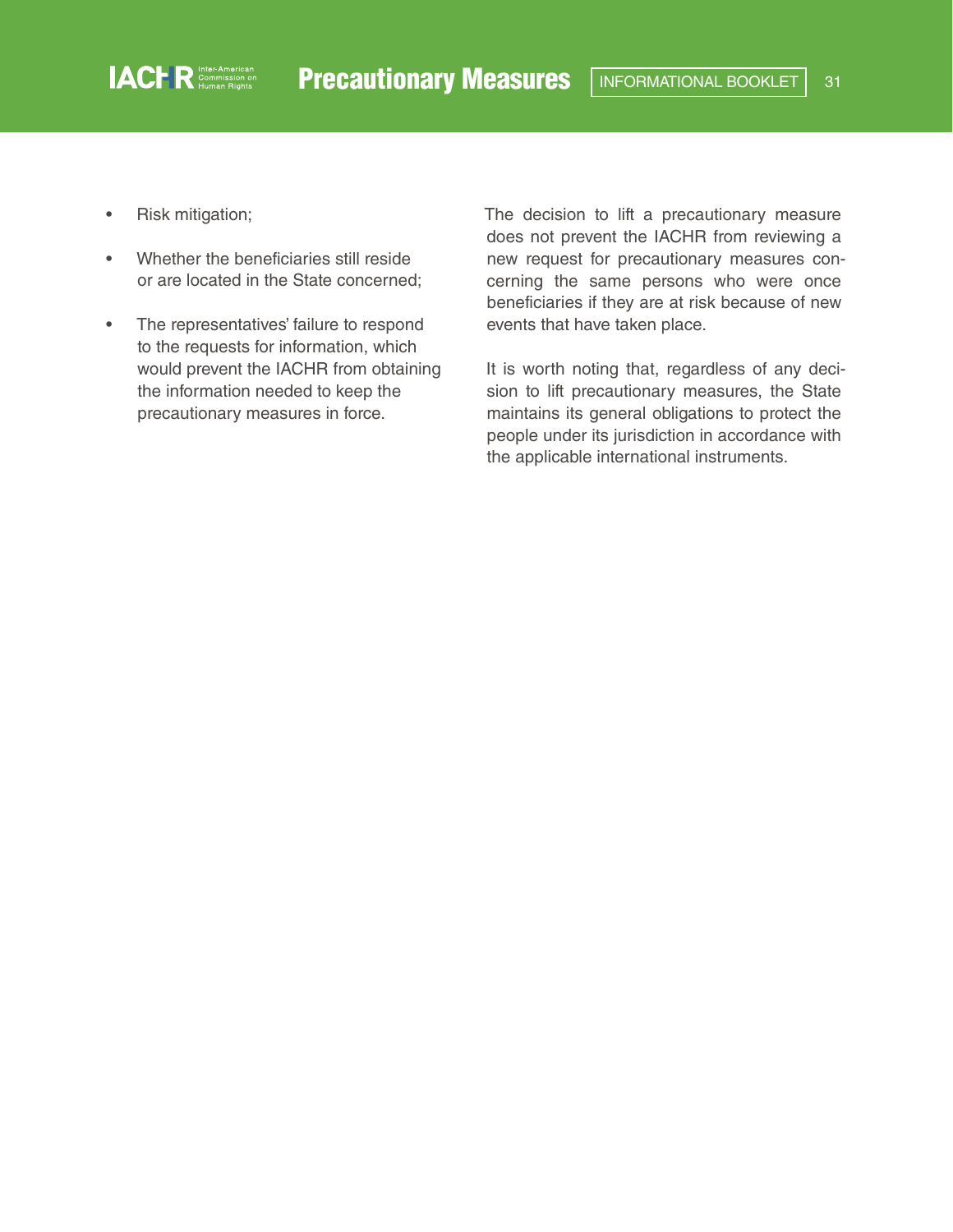- Risk mitigation;
- Whether the beneficiaries still reside or are located in the State concerned;
- The representatives' failure to respond to the requests for information, which would prevent the IACHR from obtaining the information needed to keep the precautionary measures in force.

The decision to lift a precautionary measure does not prevent the IACHR from reviewing a new request for precautionary measures concerning the same persons who were once beneficiaries if they are at risk because of new events that have taken place.

It is worth noting that, regardless of any decision to lift precautionary measures, the State maintains its general obligations to protect the people under its jurisdiction in accordance with the applicable international instruments.